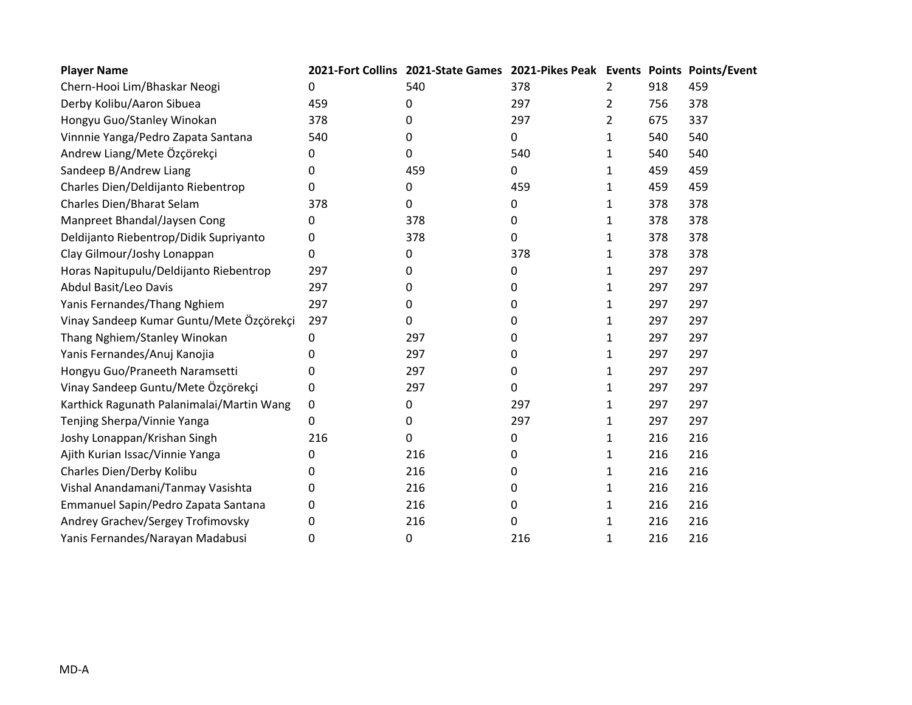| Player Name | 2021-Fort Collins | 2021-State Games | 2021-Pikes Peak | Events | Points | Points/Event |
|---|---|---|---|---|---|---|
| Chern-Hooi Lim/Bhaskar Neogi | 0 | 540 | 378 | 2 | 918 | 459 |
| Derby Kolibu/Aaron Sibuea | 459 | 0 | 297 | 2 | 756 | 378 |
| Hongyu Guo/Stanley Winokan | 378 | 0 | 297 | 2 | 675 | 337 |
| Vinnnie Yanga/Pedro Zapata Santana | 540 | 0 | 0 | 1 | 540 | 540 |
| Andrew Liang/Mete Özçörekçi | 0 | 0 | 540 | 1 | 540 | 540 |
| Sandeep B/Andrew Liang | 0 | 459 | 0 | 1 | 459 | 459 |
| Charles Dien/Deldijanto Riebentrop | 0 | 0 | 459 | 1 | 459 | 459 |
| Charles Dien/Bharat Selam | 378 | 0 | 0 | 1 | 378 | 378 |
| Manpreet Bhandal/Jaysen Cong | 0 | 378 | 0 | 1 | 378 | 378 |
| Deldijanto Riebentrop/Didik Supriyanto | 0 | 378 | 0 | 1 | 378 | 378 |
| Clay Gilmour/Joshy Lonappan | 0 | 0 | 378 | 1 | 378 | 378 |
| Horas Napitupulu/Deldijanto Riebentrop | 297 | 0 | 0 | 1 | 297 | 297 |
| Abdul Basit/Leo Davis | 297 | 0 | 0 | 1 | 297 | 297 |
| Yanis Fernandes/Thang Nghiem | 297 | 0 | 0 | 1 | 297 | 297 |
| Vinay Sandeep Kumar Guntu/Mete Özçörekçi | 297 | 0 | 0 | 1 | 297 | 297 |
| Thang Nghiem/Stanley Winokan | 0 | 297 | 0 | 1 | 297 | 297 |
| Yanis Fernandes/Anuj Kanojia | 0 | 297 | 0 | 1 | 297 | 297 |
| Hongyu Guo/Praneeth Naramsetti | 0 | 297 | 0 | 1 | 297 | 297 |
| Vinay Sandeep Guntu/Mete Özçörekçi | 0 | 297 | 0 | 1 | 297 | 297 |
| Karthick Ragunath Palanimalai/Martin Wang | 0 | 0 | 297 | 1 | 297 | 297 |
| Tenjing Sherpa/Vinnie Yanga | 0 | 0 | 297 | 1 | 297 | 297 |
| Joshy Lonappan/Krishan Singh | 216 | 0 | 0 | 1 | 216 | 216 |
| Ajith Kurian Issac/Vinnie Yanga | 0 | 216 | 0 | 1 | 216 | 216 |
| Charles Dien/Derby Kolibu | 0 | 216 | 0 | 1 | 216 | 216 |
| Vishal Anandamani/Tanmay Vasishta | 0 | 216 | 0 | 1 | 216 | 216 |
| Emmanuel Sapin/Pedro Zapata Santana | 0 | 216 | 0 | 1 | 216 | 216 |
| Andrey Grachev/Sergey Trofimovsky | 0 | 216 | 0 | 1 | 216 | 216 |
| Yanis Fernandes/Narayan Madabusi | 0 | 0 | 216 | 1 | 216 | 216 |

MD-A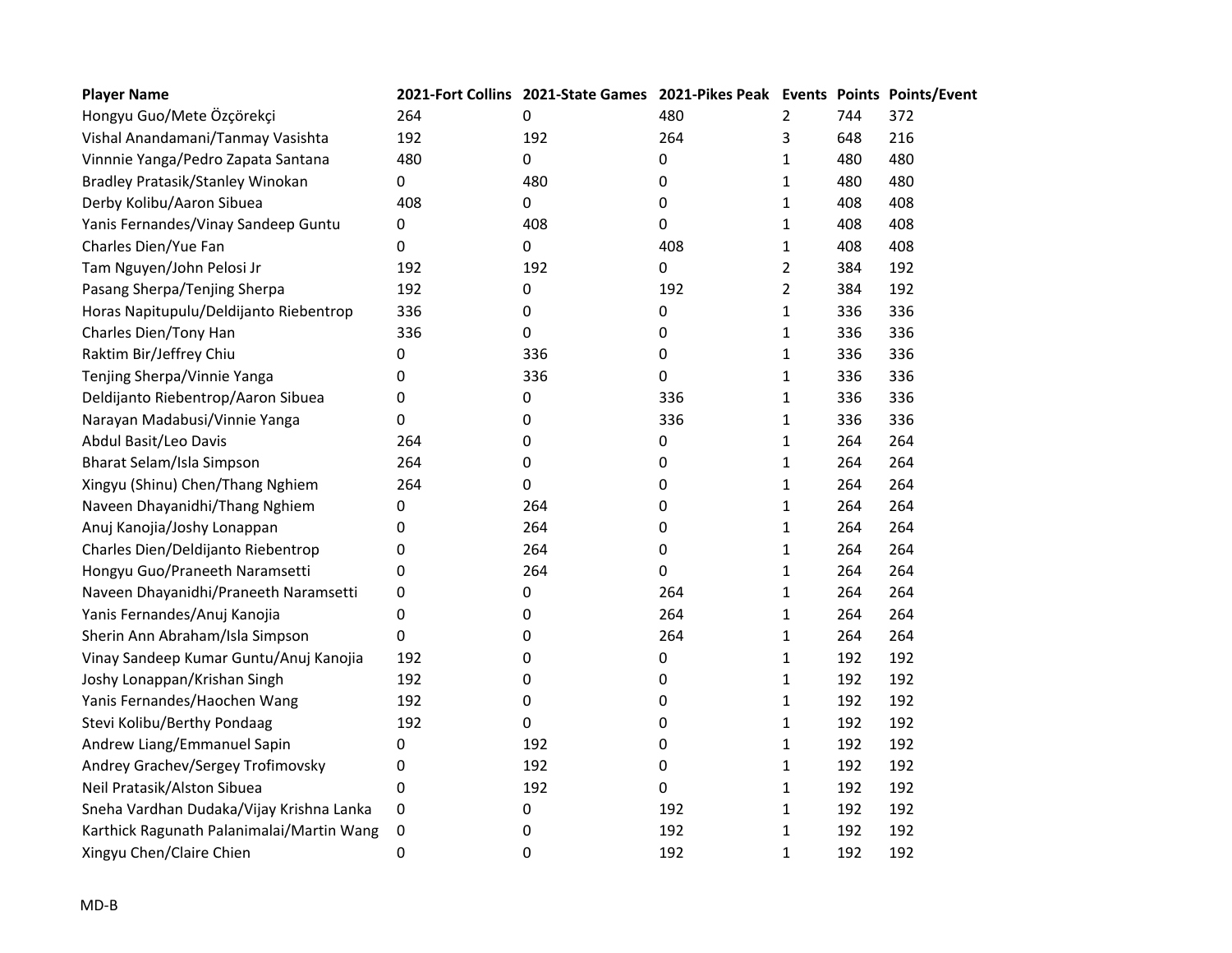| Player Name | 2021-Fort Collins | 2021-State Games | 2021-Pikes Peak | Events | Points | Points/Event |
|---|---|---|---|---|---|---|
| Hongyu Guo/Mete Özçörekçi | 264 | 0 | 480 | 2 | 744 | 372 |
| Vishal Anandamani/Tanmay Vasishta | 192 | 192 | 264 | 3 | 648 | 216 |
| Vinnnie Yanga/Pedro Zapata Santana | 480 | 0 | 0 | 1 | 480 | 480 |
| Bradley Pratasik/Stanley Winokan | 0 | 480 | 0 | 1 | 480 | 480 |
| Derby Kolibu/Aaron Sibuea | 408 | 0 | 0 | 1 | 408 | 408 |
| Yanis Fernandes/Vinay Sandeep Guntu | 0 | 408 | 0 | 1 | 408 | 408 |
| Charles Dien/Yue Fan | 0 | 0 | 408 | 1 | 408 | 408 |
| Tam Nguyen/John Pelosi Jr | 192 | 192 | 0 | 2 | 384 | 192 |
| Pasang Sherpa/Tenjing Sherpa | 192 | 0 | 192 | 2 | 384 | 192 |
| Horas Napitupulu/Deldijanto Riebentrop | 336 | 0 | 0 | 1 | 336 | 336 |
| Charles Dien/Tony Han | 336 | 0 | 0 | 1 | 336 | 336 |
| Raktim Bir/Jeffrey Chiu | 0 | 336 | 0 | 1 | 336 | 336 |
| Tenjing Sherpa/Vinnie Yanga | 0 | 336 | 0 | 1 | 336 | 336 |
| Deldijanto Riebentrop/Aaron Sibuea | 0 | 0 | 336 | 1 | 336 | 336 |
| Narayan Madabusi/Vinnie Yanga | 0 | 0 | 336 | 1 | 336 | 336 |
| Abdul Basit/Leo Davis | 264 | 0 | 0 | 1 | 264 | 264 |
| Bharat Selam/Isla Simpson | 264 | 0 | 0 | 1 | 264 | 264 |
| Xingyu (Shinu) Chen/Thang Nghiem | 264 | 0 | 0 | 1 | 264 | 264 |
| Naveen Dhayanidhi/Thang Nghiem | 0 | 264 | 0 | 1 | 264 | 264 |
| Anuj Kanojia/Joshy Lonappan | 0 | 264 | 0 | 1 | 264 | 264 |
| Charles Dien/Deldijanto Riebentrop | 0 | 264 | 0 | 1 | 264 | 264 |
| Hongyu Guo/Praneeth Naramsetti | 0 | 264 | 0 | 1 | 264 | 264 |
| Naveen Dhayanidhi/Praneeth Naramsetti | 0 | 0 | 264 | 1 | 264 | 264 |
| Yanis Fernandes/Anuj Kanojia | 0 | 0 | 264 | 1 | 264 | 264 |
| Sherin Ann Abraham/Isla Simpson | 0 | 0 | 264 | 1 | 264 | 264 |
| Vinay Sandeep Kumar Guntu/Anuj Kanojia | 192 | 0 | 0 | 1 | 192 | 192 |
| Joshy Lonappan/Krishan Singh | 192 | 0 | 0 | 1 | 192 | 192 |
| Yanis Fernandes/Haochen Wang | 192 | 0 | 0 | 1 | 192 | 192 |
| Stevi Kolibu/Berthy Pondaag | 192 | 0 | 0 | 1 | 192 | 192 |
| Andrew Liang/Emmanuel Sapin | 0 | 192 | 0 | 1 | 192 | 192 |
| Andrey Grachev/Sergey Trofimovsky | 0 | 192 | 0 | 1 | 192 | 192 |
| Neil Pratasik/Alston Sibuea | 0 | 192 | 0 | 1 | 192 | 192 |
| Sneha Vardhan Dudaka/Vijay Krishna Lanka | 0 | 0 | 192 | 1 | 192 | 192 |
| Karthick Ragunath Palanimalai/Martin Wang | 0 | 0 | 192 | 1 | 192 | 192 |
| Xingyu Chen/Claire Chien | 0 | 0 | 192 | 1 | 192 | 192 |

MD-B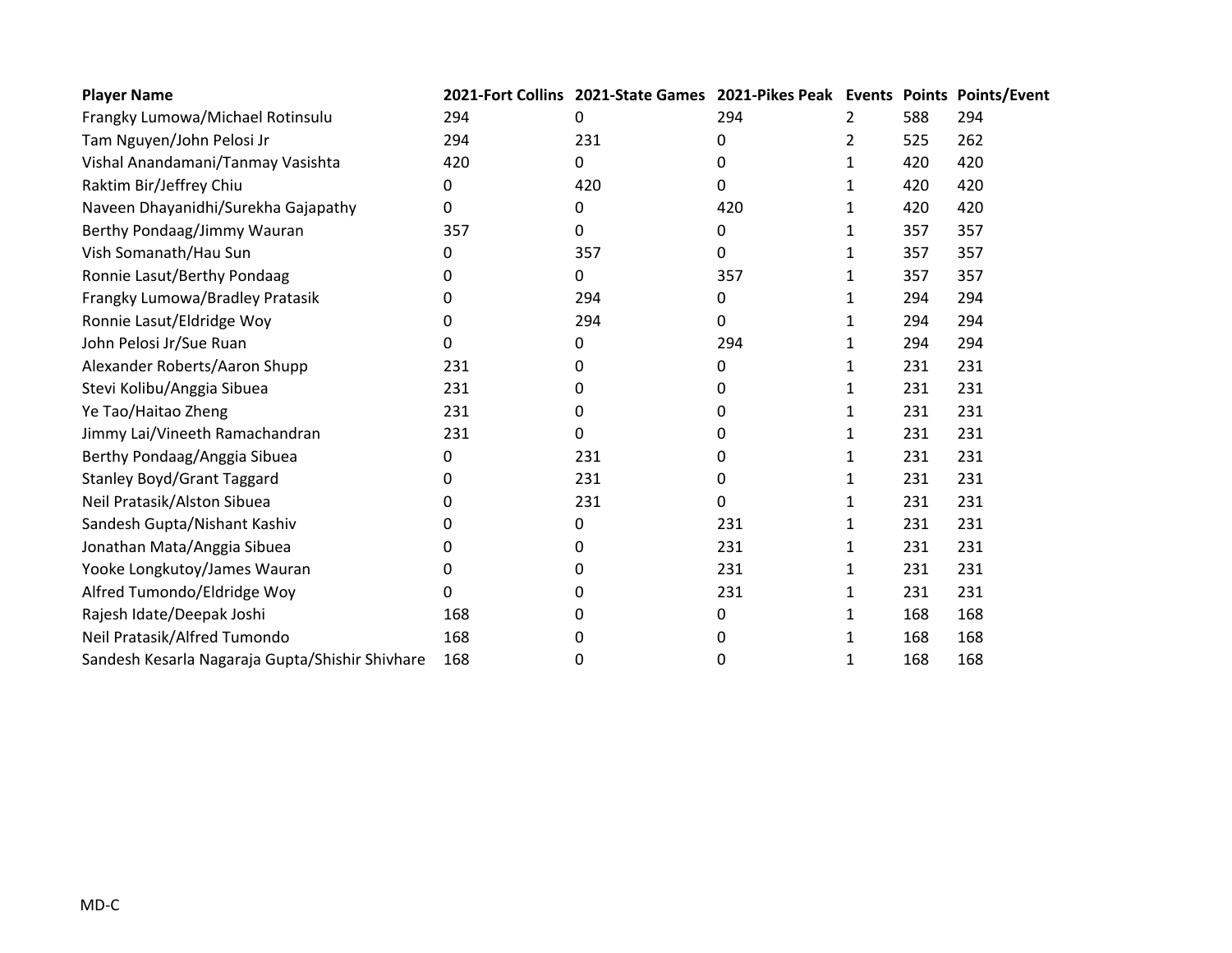| Player Name | 2021-Fort Collins | 2021-State Games | 2021-Pikes Peak | Events | Points | Points/Event |
|---|---|---|---|---|---|---|
| Frangky Lumowa/Michael Rotinsulu | 294 | 0 | 294 | 2 | 588 | 294 |
| Tam Nguyen/John Pelosi Jr | 294 | 231 | 0 | 2 | 525 | 262 |
| Vishal Anandamani/Tanmay Vasishta | 420 | 0 | 0 | 1 | 420 | 420 |
| Raktim Bir/Jeffrey Chiu | 0 | 420 | 0 | 1 | 420 | 420 |
| Naveen Dhayanidhi/Surekha Gajapathy | 0 | 0 | 420 | 1 | 420 | 420 |
| Berthy Pondaag/Jimmy Wauran | 357 | 0 | 0 | 1 | 357 | 357 |
| Vish Somanath/Hau Sun | 0 | 357 | 0 | 1 | 357 | 357 |
| Ronnie Lasut/Berthy Pondaag | 0 | 0 | 357 | 1 | 357 | 357 |
| Frangky Lumowa/Bradley Pratasik | 0 | 294 | 0 | 1 | 294 | 294 |
| Ronnie Lasut/Eldridge Woy | 0 | 294 | 0 | 1 | 294 | 294 |
| John Pelosi Jr/Sue Ruan | 0 | 0 | 294 | 1 | 294 | 294 |
| Alexander Roberts/Aaron Shupp | 231 | 0 | 0 | 1 | 231 | 231 |
| Stevi Kolibu/Anggia Sibuea | 231 | 0 | 0 | 1 | 231 | 231 |
| Ye Tao/Haitao Zheng | 231 | 0 | 0 | 1 | 231 | 231 |
| Jimmy Lai/Vineeth Ramachandran | 231 | 0 | 0 | 1 | 231 | 231 |
| Berthy Pondaag/Anggia Sibuea | 0 | 231 | 0 | 1 | 231 | 231 |
| Stanley Boyd/Grant Taggard | 0 | 231 | 0 | 1 | 231 | 231 |
| Neil Pratasik/Alston Sibuea | 0 | 231 | 0 | 1 | 231 | 231 |
| Sandesh Gupta/Nishant Kashiv | 0 | 0 | 231 | 1 | 231 | 231 |
| Jonathan Mata/Anggia Sibuea | 0 | 0 | 231 | 1 | 231 | 231 |
| Yooke Longkutoy/James Wauran | 0 | 0 | 231 | 1 | 231 | 231 |
| Alfred Tumondo/Eldridge Woy | 0 | 0 | 231 | 1 | 231 | 231 |
| Rajesh Idate/Deepak Joshi | 168 | 0 | 0 | 1 | 168 | 168 |
| Neil Pratasik/Alfred Tumondo | 168 | 0 | 0 | 1 | 168 | 168 |
| Sandesh Kesarla Nagaraja Gupta/Shishir Shivhare | 168 | 0 | 0 | 1 | 168 | 168 |

MD-C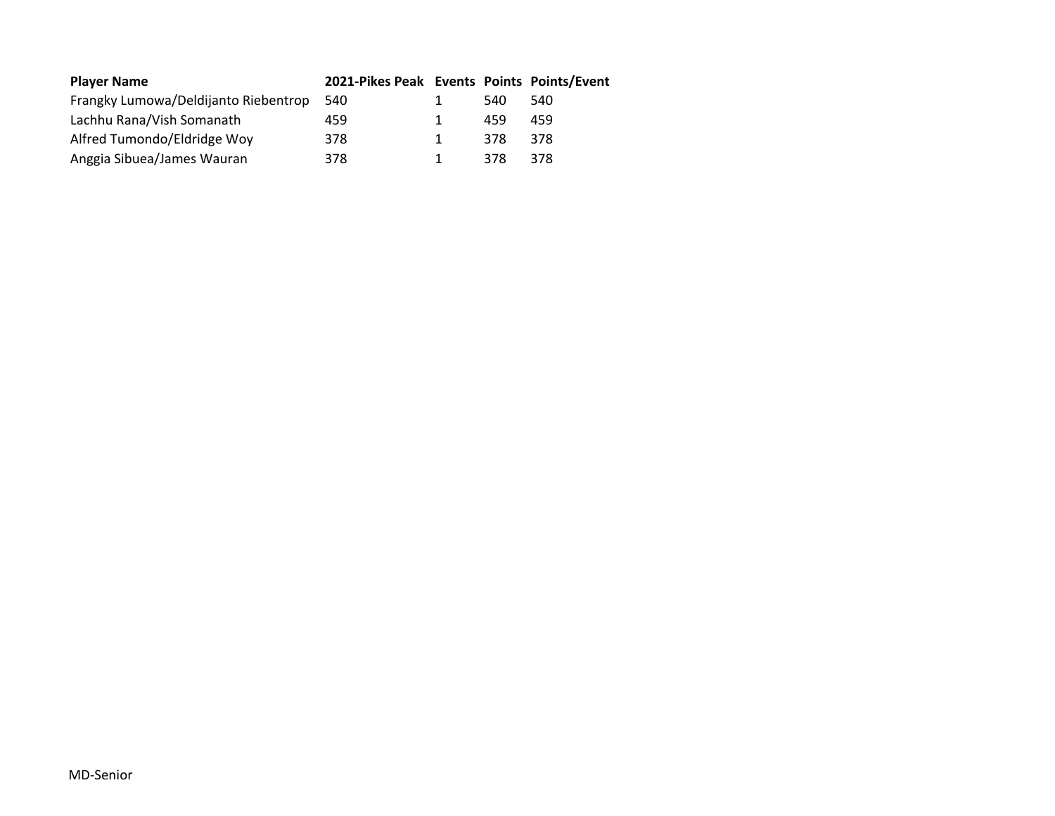| Player Name | 2021-Pikes Peak | Events | Points | Points/Event |
|---|---|---|---|---|
| Frangky Lumowa/Deldijanto Riebentrop | 540 | 1 | 540 | 540 |
| Lachhu Rana/Vish Somanath | 459 | 1 | 459 | 459 |
| Alfred Tumondo/Eldridge Woy | 378 | 1 | 378 | 378 |
| Anggia Sibuea/James Wauran | 378 | 1 | 378 | 378 |

MD-Senior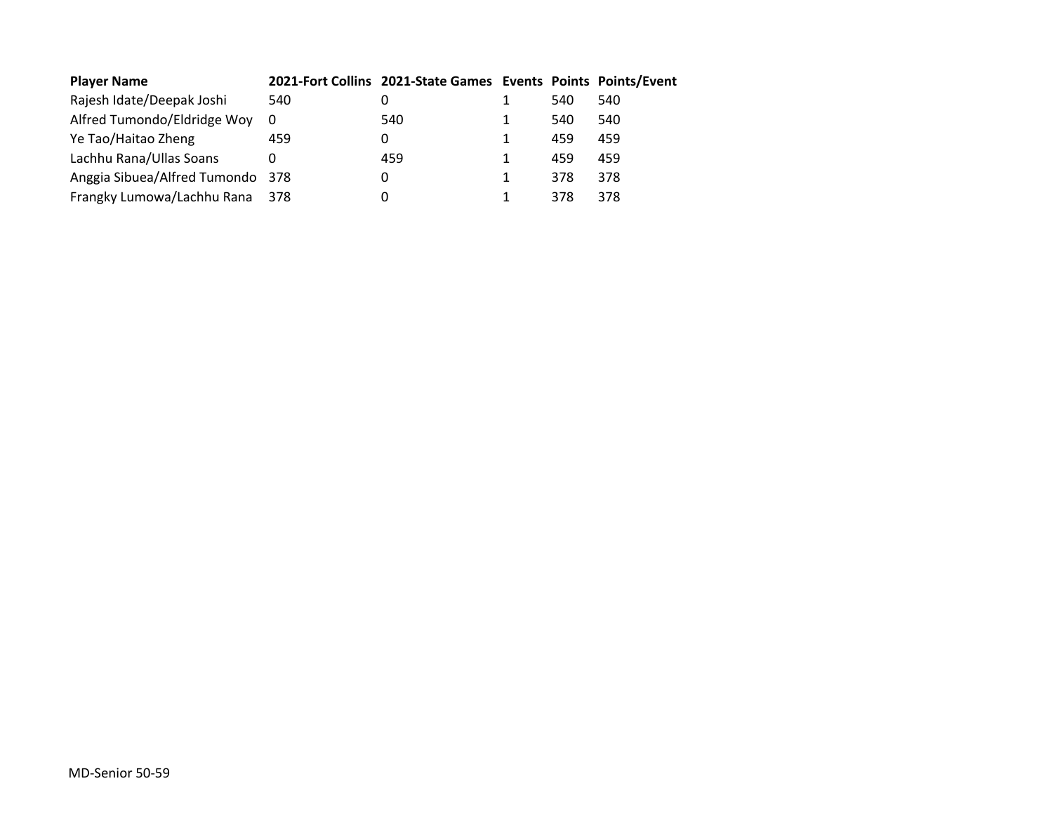| Player Name | 2021-Fort Collins | 2021-State Games | Events | Points | Points/Event |
|---|---|---|---|---|---|
| Rajesh Idate/Deepak Joshi | 540 | 0 | 1 | 540 | 540 |
| Alfred Tumondo/Eldridge Woy | 0 | 540 | 1 | 540 | 540 |
| Ye Tao/Haitao Zheng | 459 | 0 | 1 | 459 | 459 |
| Lachhu Rana/Ullas Soans | 0 | 459 | 1 | 459 | 459 |
| Anggia Sibuea/Alfred Tumondo | 378 | 0 | 1 | 378 | 378 |
| Frangky Lumowa/Lachhu Rana | 378 | 0 | 1 | 378 | 378 |

MD-Senior 50-59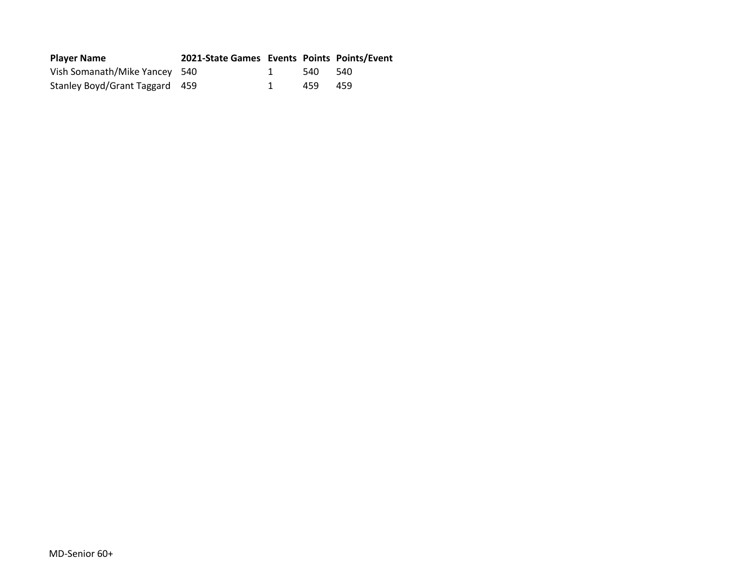| Player Name | 2021-State Games | Events | Points | Points/Event |
|---|---|---|---|---|
| Vish Somanath/Mike Yancey | 540 | 1 | 540 | 540 |
| Stanley Boyd/Grant Taggard | 459 | 1 | 459 | 459 |

MD-Senior 60+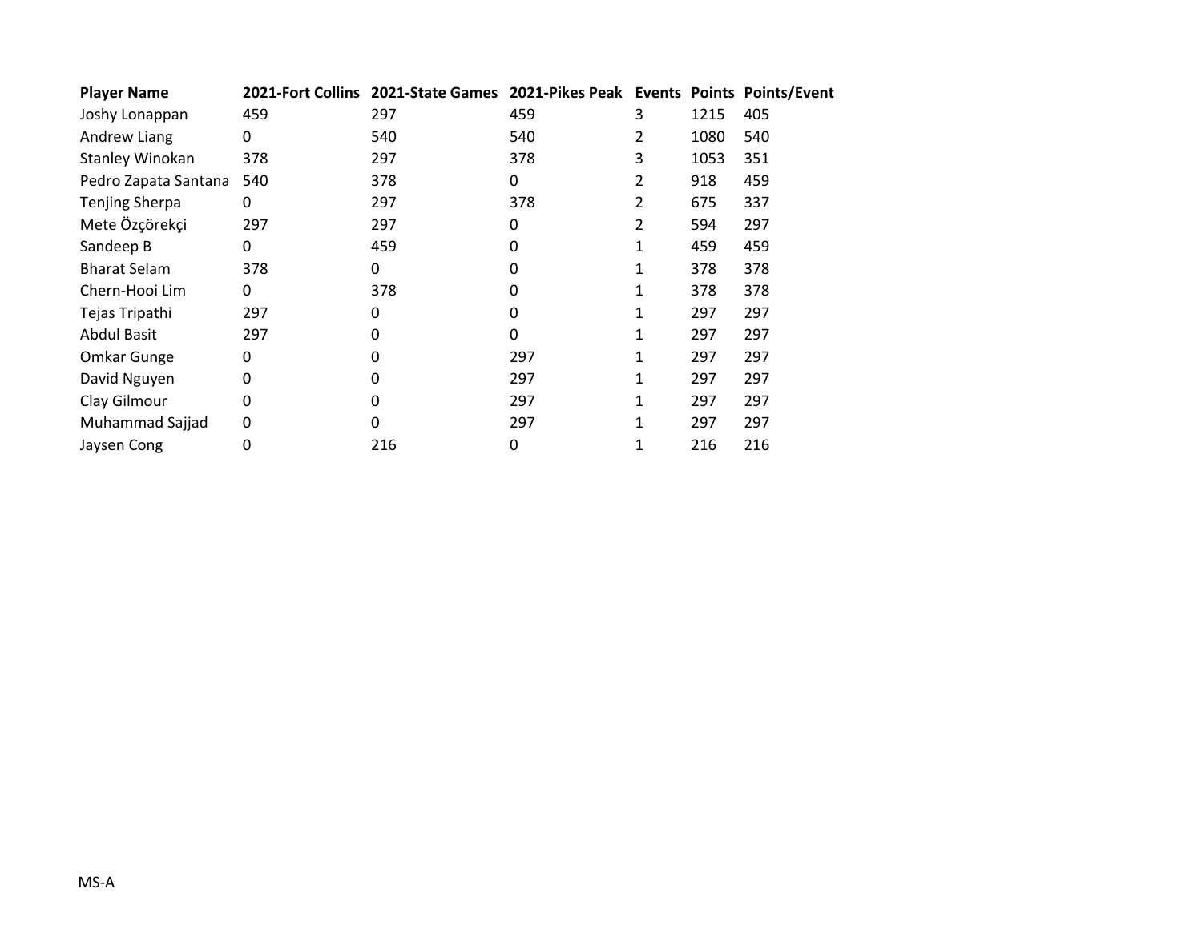| Player Name | 2021-Fort Collins | 2021-State Games | 2021-Pikes Peak | Events | Points | Points/Event |
|---|---|---|---|---|---|---|
| Joshy Lonappan | 459 | 297 | 459 | 3 | 1215 | 405 |
| Andrew Liang | 0 | 540 | 540 | 2 | 1080 | 540 |
| Stanley Winokan | 378 | 297 | 378 | 3 | 1053 | 351 |
| Pedro Zapata Santana | 540 | 378 | 0 | 2 | 918 | 459 |
| Tenjing Sherpa | 0 | 297 | 378 | 2 | 675 | 337 |
| Mete Özçörekçi | 297 | 297 | 0 | 2 | 594 | 297 |
| Sandeep B | 0 | 459 | 0 | 1 | 459 | 459 |
| Bharat Selam | 378 | 0 | 0 | 1 | 378 | 378 |
| Chern-Hooi Lim | 0 | 378 | 0 | 1 | 378 | 378 |
| Tejas Tripathi | 297 | 0 | 0 | 1 | 297 | 297 |
| Abdul Basit | 297 | 0 | 0 | 1 | 297 | 297 |
| Omkar Gunge | 0 | 0 | 297 | 1 | 297 | 297 |
| David Nguyen | 0 | 0 | 297 | 1 | 297 | 297 |
| Clay Gilmour | 0 | 0 | 297 | 1 | 297 | 297 |
| Muhammad Sajjad | 0 | 0 | 297 | 1 | 297 | 297 |
| Jaysen Cong | 0 | 216 | 0 | 1 | 216 | 216 |

MS-A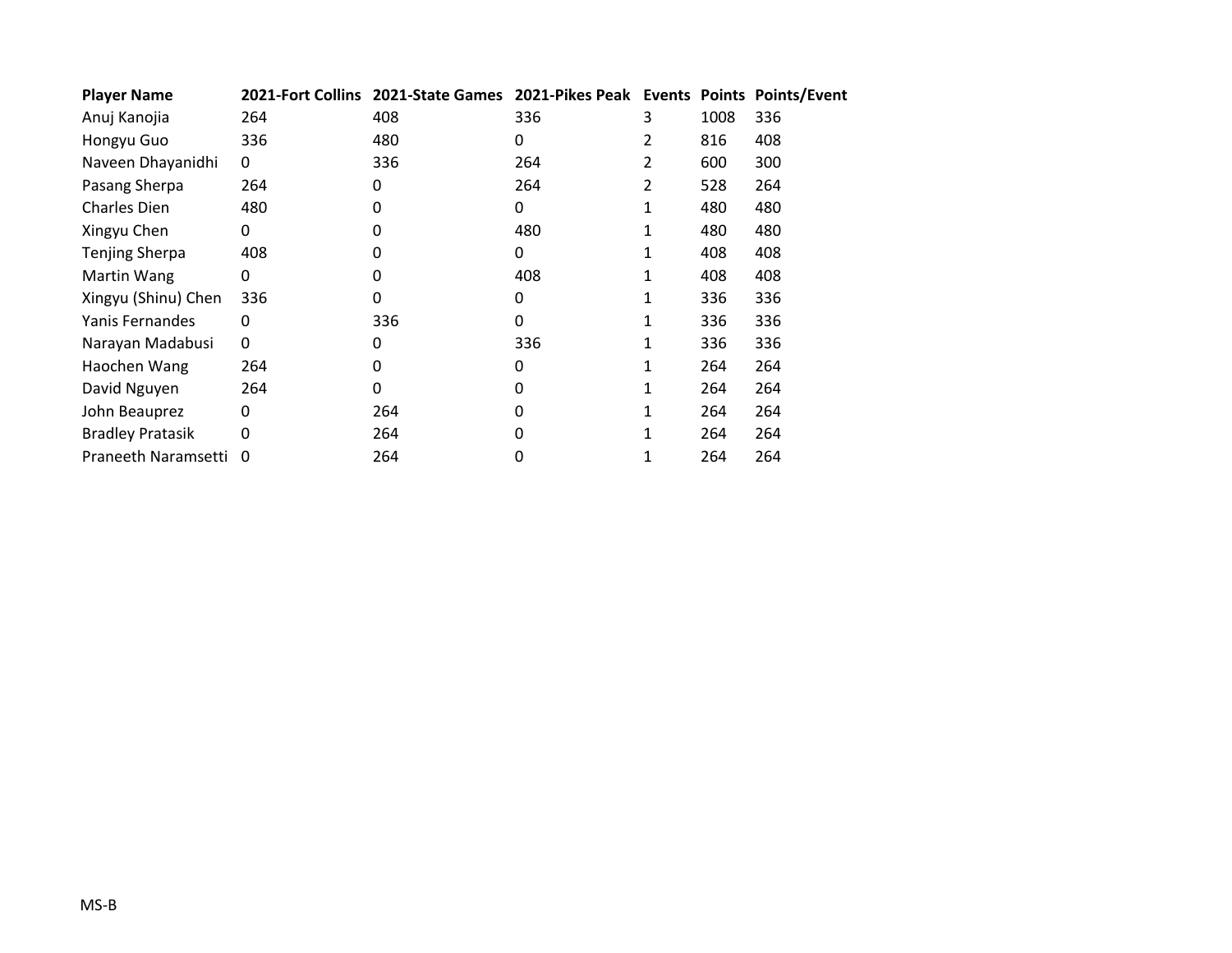| Player Name | 2021-Fort Collins | 2021-State Games | 2021-Pikes Peak | Events | Points | Points/Event |
|---|---|---|---|---|---|---|
| Anuj Kanojia | 264 | 408 | 336 | 3 | 1008 | 336 |
| Hongyu Guo | 336 | 480 | 0 | 2 | 816 | 408 |
| Naveen Dhayanidhi | 0 | 336 | 264 | 2 | 600 | 300 |
| Pasang Sherpa | 264 | 0 | 264 | 2 | 528 | 264 |
| Charles Dien | 480 | 0 | 0 | 1 | 480 | 480 |
| Xingyu Chen | 0 | 0 | 480 | 1 | 480 | 480 |
| Tenjing Sherpa | 408 | 0 | 0 | 1 | 408 | 408 |
| Martin Wang | 0 | 0 | 408 | 1 | 408 | 408 |
| Xingyu (Shinu) Chen | 336 | 0 | 0 | 1 | 336 | 336 |
| Yanis Fernandes | 0 | 336 | 0 | 1 | 336 | 336 |
| Narayan Madabusi | 0 | 0 | 336 | 1 | 336 | 336 |
| Haochen Wang | 264 | 0 | 0 | 1 | 264 | 264 |
| David Nguyen | 264 | 0 | 0 | 1 | 264 | 264 |
| John Beauprez | 0 | 264 | 0 | 1 | 264 | 264 |
| Bradley Pratasik | 0 | 264 | 0 | 1 | 264 | 264 |
| Praneeth Naramsetti | 0 | 264 | 0 | 1 | 264 | 264 |

MS-B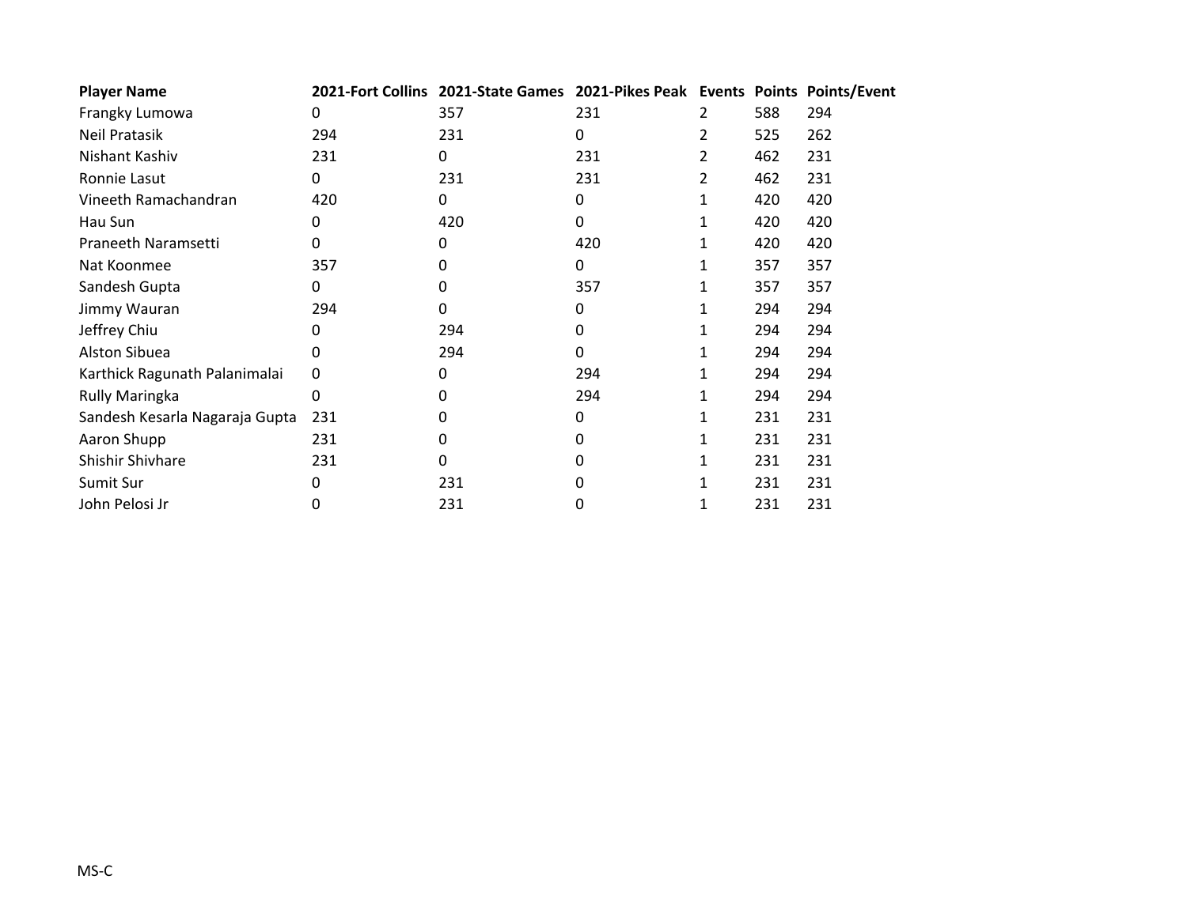| Player Name | 2021-Fort Collins | 2021-State Games | 2021-Pikes Peak | Events | Points | Points/Event |
|---|---|---|---|---|---|---|
| Frangky Lumowa | 0 | 357 | 231 | 2 | 588 | 294 |
| Neil Pratasik | 294 | 231 | 0 | 2 | 525 | 262 |
| Nishant Kashiv | 231 | 0 | 231 | 2 | 462 | 231 |
| Ronnie Lasut | 0 | 231 | 231 | 2 | 462 | 231 |
| Vineeth Ramachandran | 420 | 0 | 0 | 1 | 420 | 420 |
| Hau Sun | 0 | 420 | 0 | 1 | 420 | 420 |
| Praneeth Naramsetti | 0 | 0 | 420 | 1 | 420 | 420 |
| Nat Koonmee | 357 | 0 | 0 | 1 | 357 | 357 |
| Sandesh Gupta | 0 | 0 | 357 | 1 | 357 | 357 |
| Jimmy Wauran | 294 | 0 | 0 | 1 | 294 | 294 |
| Jeffrey Chiu | 0 | 294 | 0 | 1 | 294 | 294 |
| Alston Sibuea | 0 | 294 | 0 | 1 | 294 | 294 |
| Karthick Ragunath Palanimalai | 0 | 0 | 294 | 1 | 294 | 294 |
| Rully Maringka | 0 | 0 | 294 | 1 | 294 | 294 |
| Sandesh Kesarla Nagaraja Gupta | 231 | 0 | 0 | 1 | 231 | 231 |
| Aaron Shupp | 231 | 0 | 0 | 1 | 231 | 231 |
| Shishir Shivhare | 231 | 0 | 0 | 1 | 231 | 231 |
| Sumit Sur | 0 | 231 | 0 | 1 | 231 | 231 |
| John Pelosi Jr | 0 | 231 | 0 | 1 | 231 | 231 |

MS-C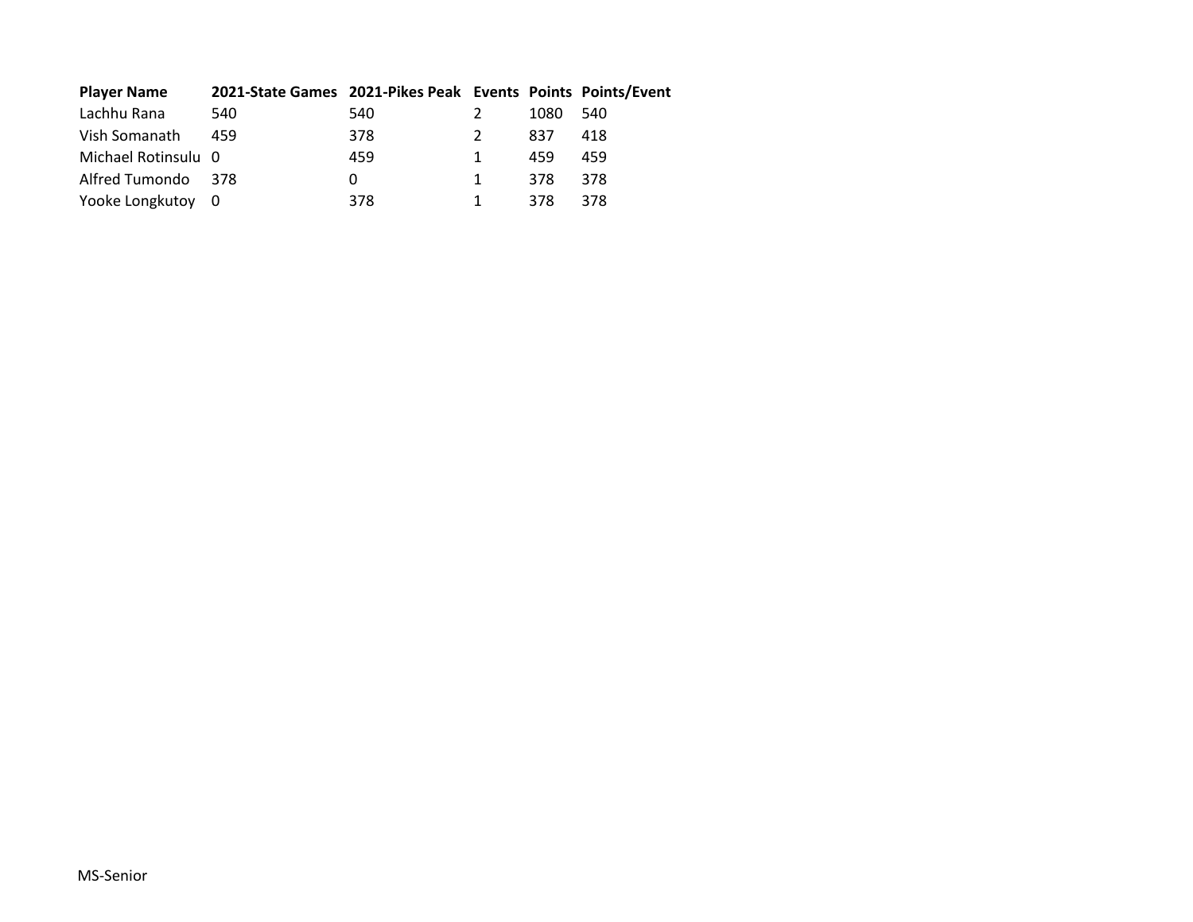| Player Name | 2021-State Games | 2021-Pikes Peak | Events | Points | Points/Event |
|---|---|---|---|---|---|
| Lachhu Rana | 540 | 540 | 2 | 1080 | 540 |
| Vish Somanath | 459 | 378 | 2 | 837 | 418 |
| Michael Rotinsulu | 0 | 459 | 1 | 459 | 459 |
| Alfred Tumondo | 378 | 0 | 1 | 378 | 378 |
| Yooke Longkutoy | 0 | 378 | 1 | 378 | 378 |

MS-Senior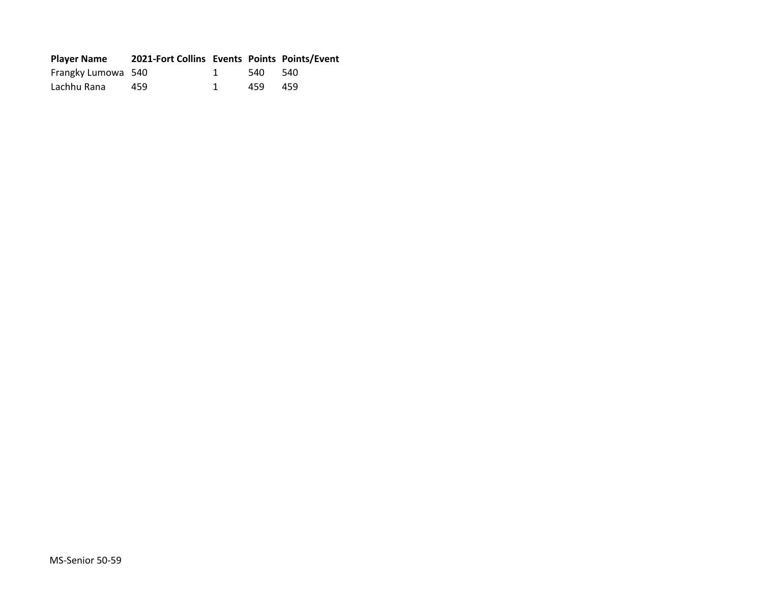| Player Name | 2021-Fort Collins | Events | Points | Points/Event |
|---|---|---|---|---|
| Frangky Lumowa | 540 | 1 | 540 | 540 |
| Lachhu Rana | 459 | 1 | 459 | 459 |

MS-Senior 50-59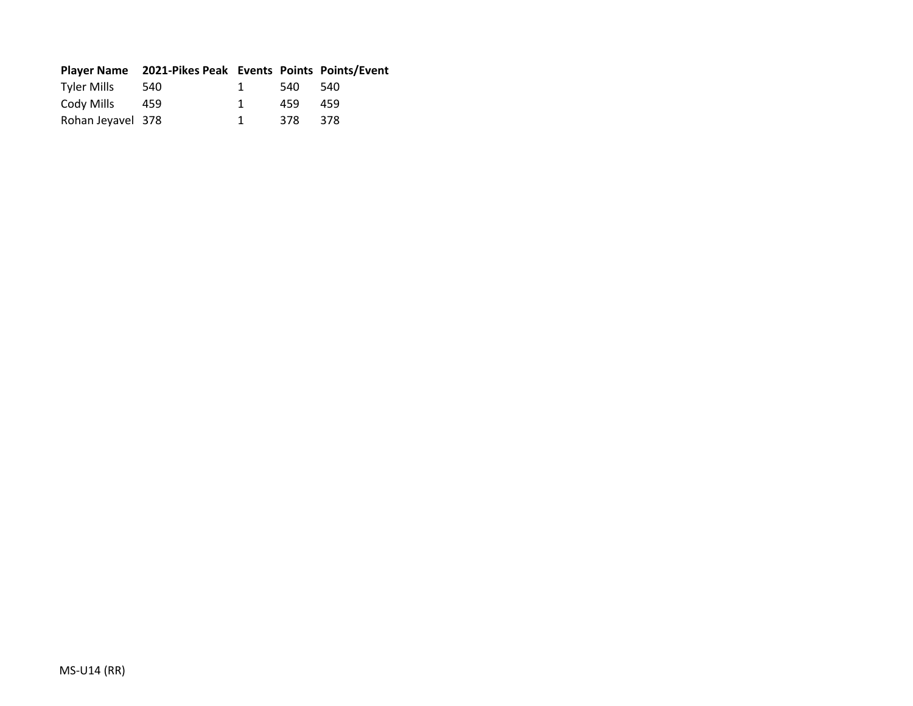| Player Name | 2021-Pikes Peak | Events | Points | Points/Event |
|---|---|---|---|---|
| Tyler Mills | 540 | 1 | 540 | 540 |
| Cody Mills | 459 | 1 | 459 | 459 |
| Rohan Jeyavel | 378 | 1 | 378 | 378 |

MS-U14 (RR)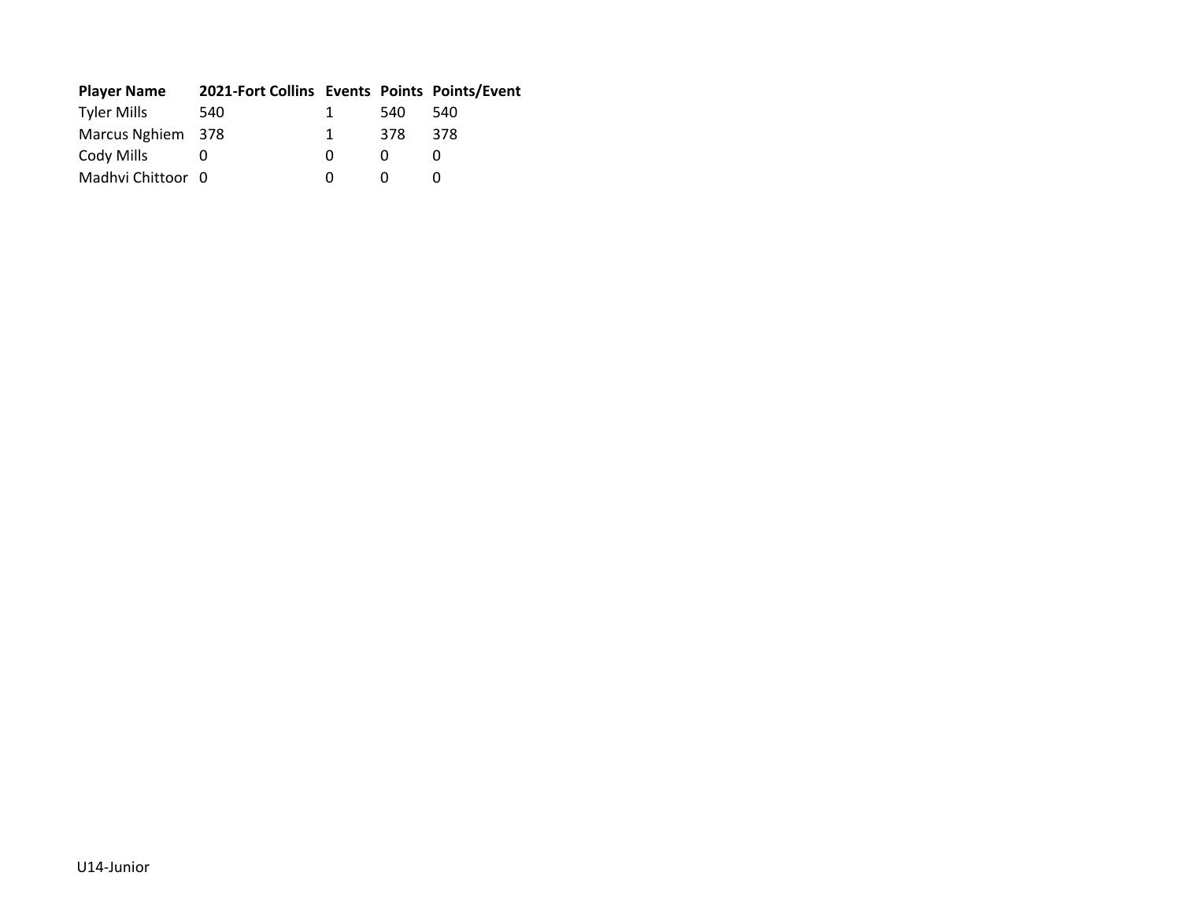| Player Name | 2021-Fort Collins | Events | Points | Points/Event |
|---|---|---|---|---|
| Tyler Mills | 540 | 1 | 540 | 540 |
| Marcus Nghiem | 378 | 1 | 378 | 378 |
| Cody Mills | 0 | 0 | 0 | 0 |
| Madhvi Chittoor | 0 | 0 | 0 | 0 |

U14-Junior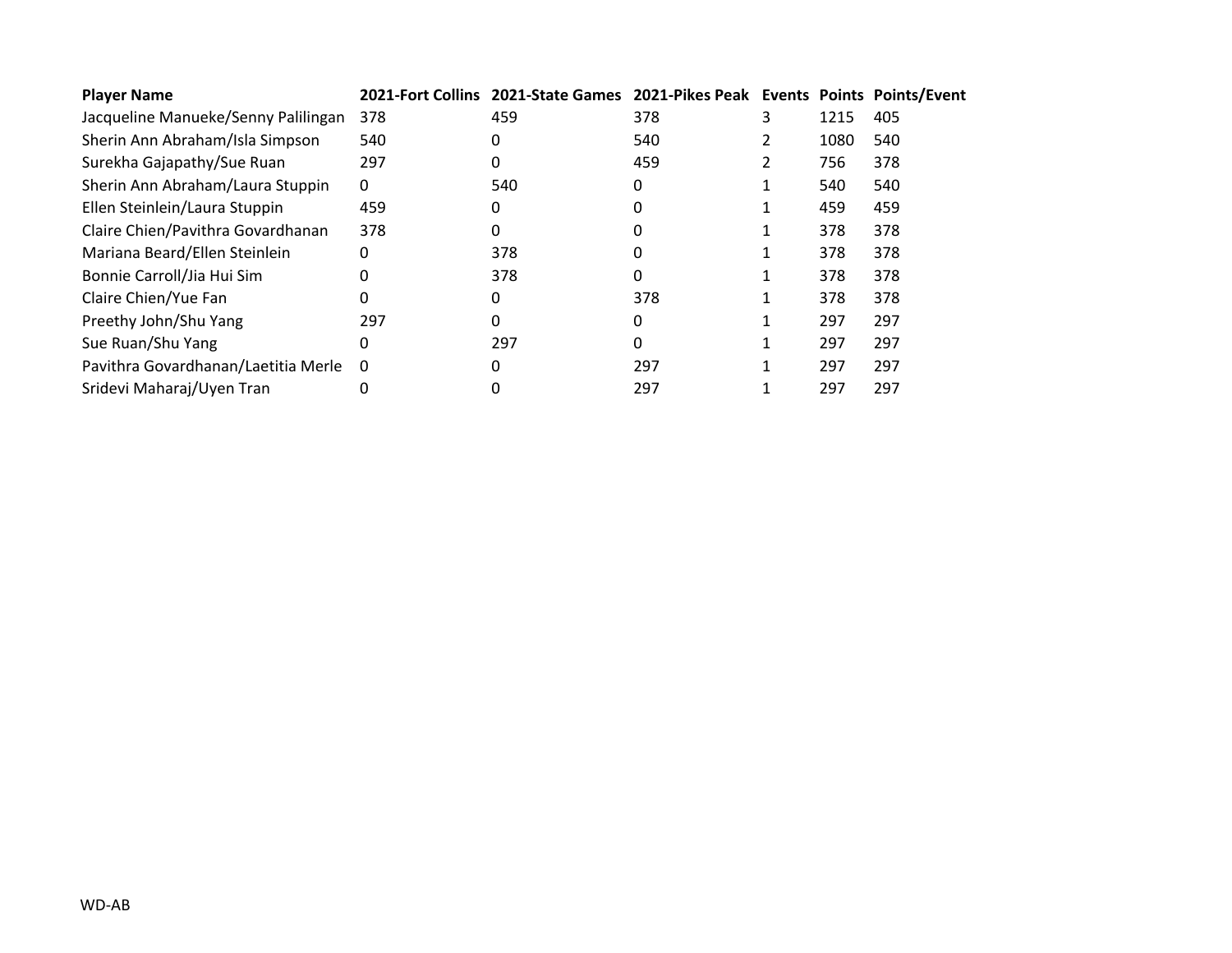| Player Name | 2021-Fort Collins | 2021-State Games | 2021-Pikes Peak | Events | Points | Points/Event |
|---|---|---|---|---|---|---|
| Jacqueline Manueke/Senny Palilingan | 378 | 459 | 378 | 3 | 1215 | 405 |
| Sherin Ann Abraham/Isla Simpson | 540 | 0 | 540 | 2 | 1080 | 540 |
| Surekha Gajapathy/Sue Ruan | 297 | 0 | 459 | 2 | 756 | 378 |
| Sherin Ann Abraham/Laura Stuppin | 0 | 540 | 0 | 1 | 540 | 540 |
| Ellen Steinlein/Laura Stuppin | 459 | 0 | 0 | 1 | 459 | 459 |
| Claire Chien/Pavithra Govardhanan | 378 | 0 | 0 | 1 | 378 | 378 |
| Mariana Beard/Ellen Steinlein | 0 | 378 | 0 | 1 | 378 | 378 |
| Bonnie Carroll/Jia Hui Sim | 0 | 378 | 0 | 1 | 378 | 378 |
| Claire Chien/Yue Fan | 0 | 0 | 378 | 1 | 378 | 378 |
| Preethy John/Shu Yang | 297 | 0 | 0 | 1 | 297 | 297 |
| Sue Ruan/Shu Yang | 0 | 297 | 0 | 1 | 297 | 297 |
| Pavithra Govardhanan/Laetitia Merle | 0 | 0 | 297 | 1 | 297 | 297 |
| Sridevi Maharaj/Uyen Tran | 0 | 0 | 297 | 1 | 297 | 297 |

WD-AB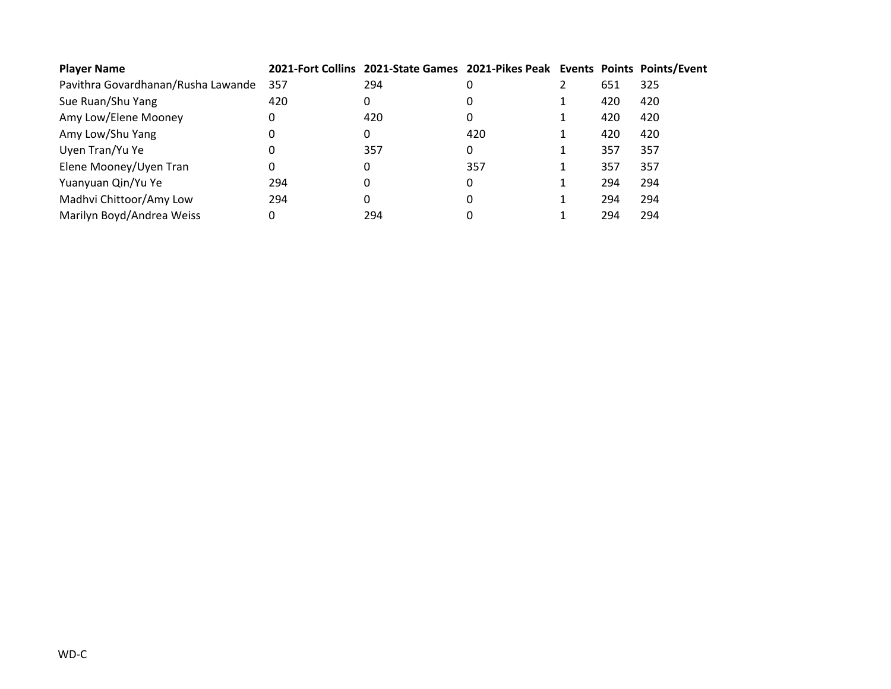| Player Name | 2021-Fort Collins | 2021-State Games | 2021-Pikes Peak | Events | Points | Points/Event |
|---|---|---|---|---|---|---|
| Pavithra Govardhanan/Rusha Lawande | 357 | 294 | 0 | 2 | 651 | 325 |
| Sue Ruan/Shu Yang | 420 | 0 | 0 | 1 | 420 | 420 |
| Amy Low/Elene Mooney | 0 | 420 | 0 | 1 | 420 | 420 |
| Amy Low/Shu Yang | 0 | 0 | 420 | 1 | 420 | 420 |
| Uyen Tran/Yu Ye | 0 | 357 | 0 | 1 | 357 | 357 |
| Elene Mooney/Uyen Tran | 0 | 0 | 357 | 1 | 357 | 357 |
| Yuanyuan Qin/Yu Ye | 294 | 0 | 0 | 1 | 294 | 294 |
| Madhvi Chittoor/Amy Low | 294 | 0 | 0 | 1 | 294 | 294 |
| Marilyn Boyd/Andrea Weiss | 0 | 294 | 0 | 1 | 294 | 294 |

WD-C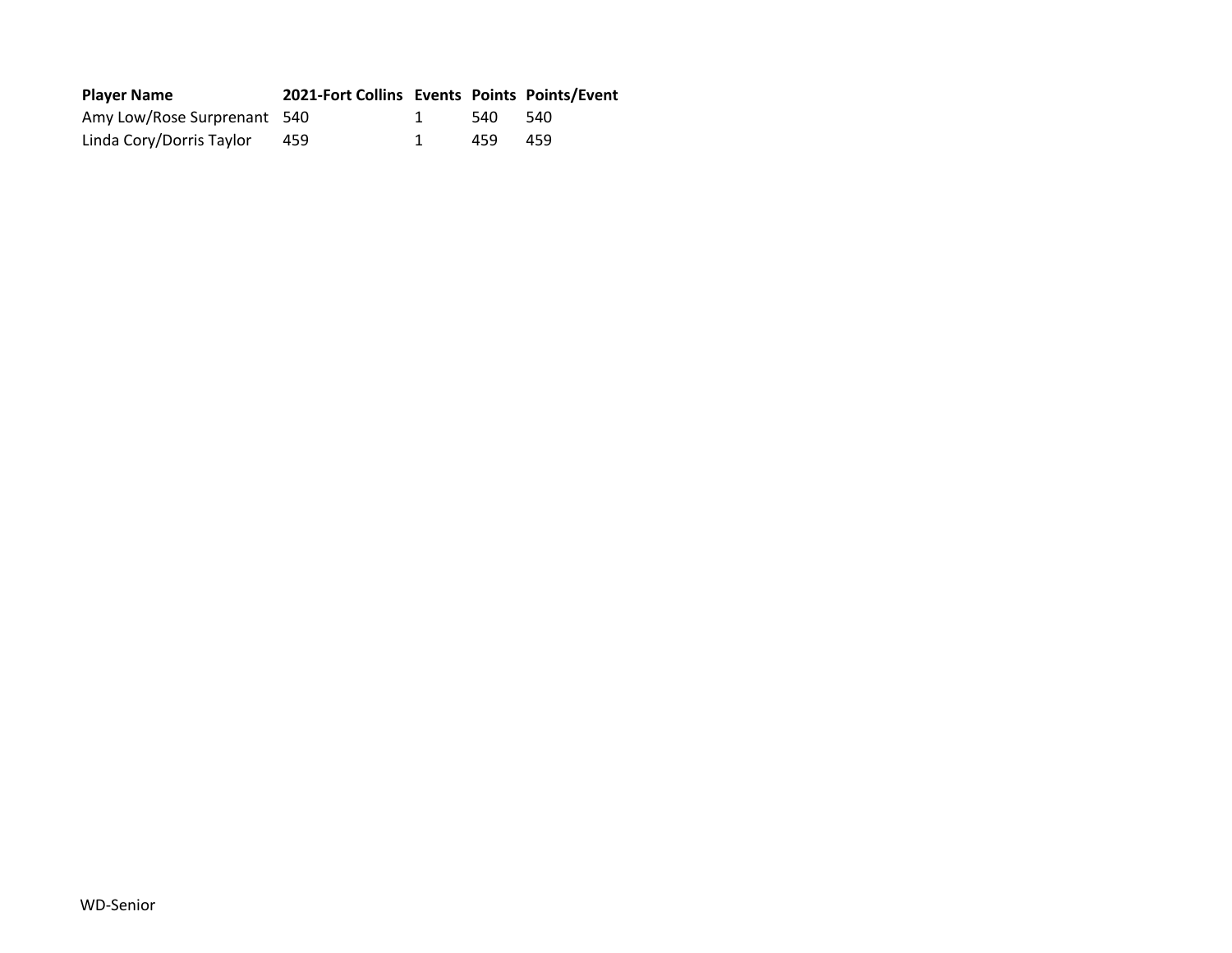| Player Name | 2021-Fort Collins | Events | Points | Points/Event |
|---|---|---|---|---|
| Amy Low/Rose Surprenant | 540 | 1 | 540 | 540 |
| Linda Cory/Dorris Taylor | 459 | 1 | 459 | 459 |

WD-Senior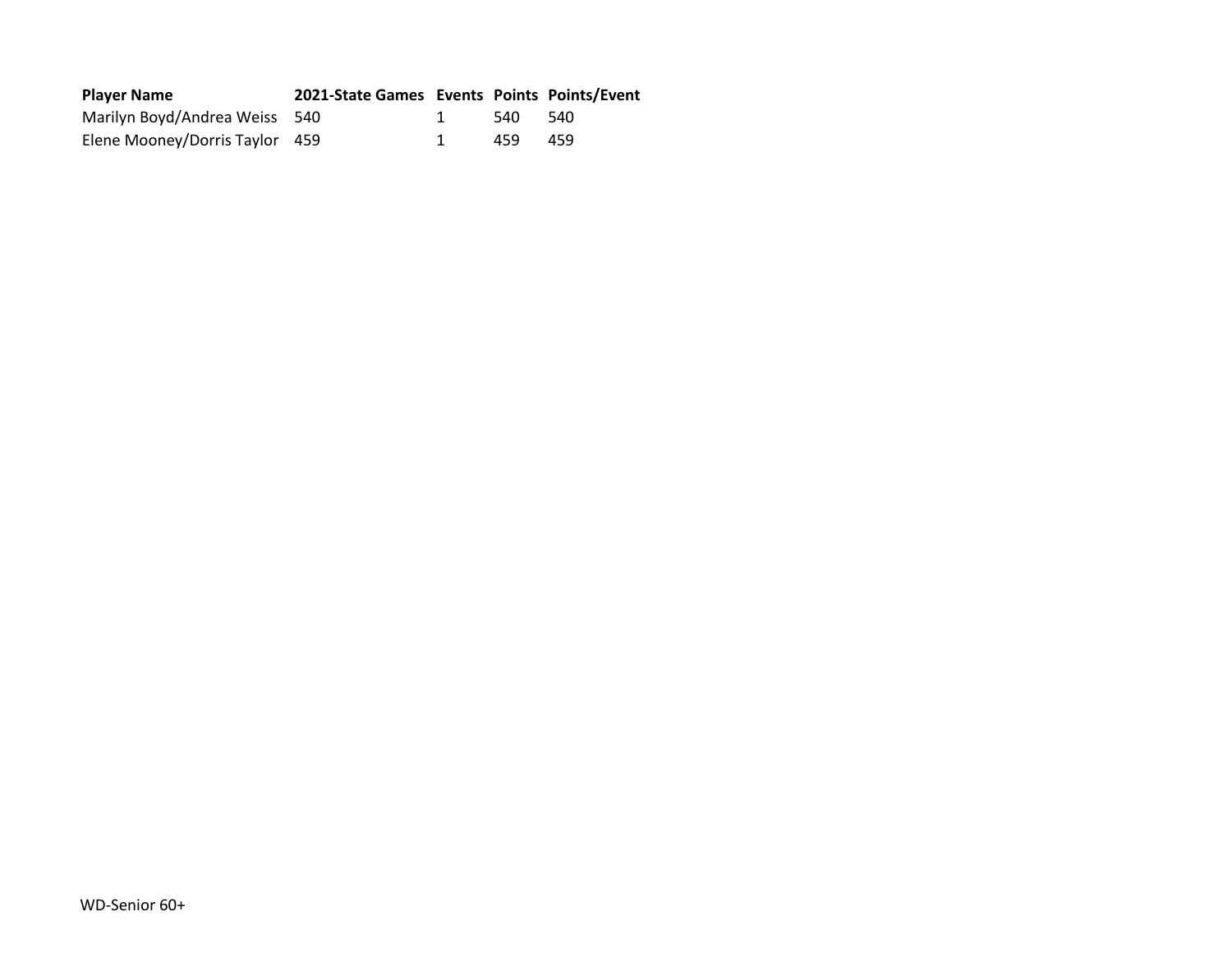| Player Name | 2021-State Games | Events | Points | Points/Event |
|---|---|---|---|---|
| Marilyn Boyd/Andrea Weiss | 540 | 1 | 540 | 540 |
| Elene Mooney/Dorris Taylor | 459 | 1 | 459 | 459 |

WD-Senior 60+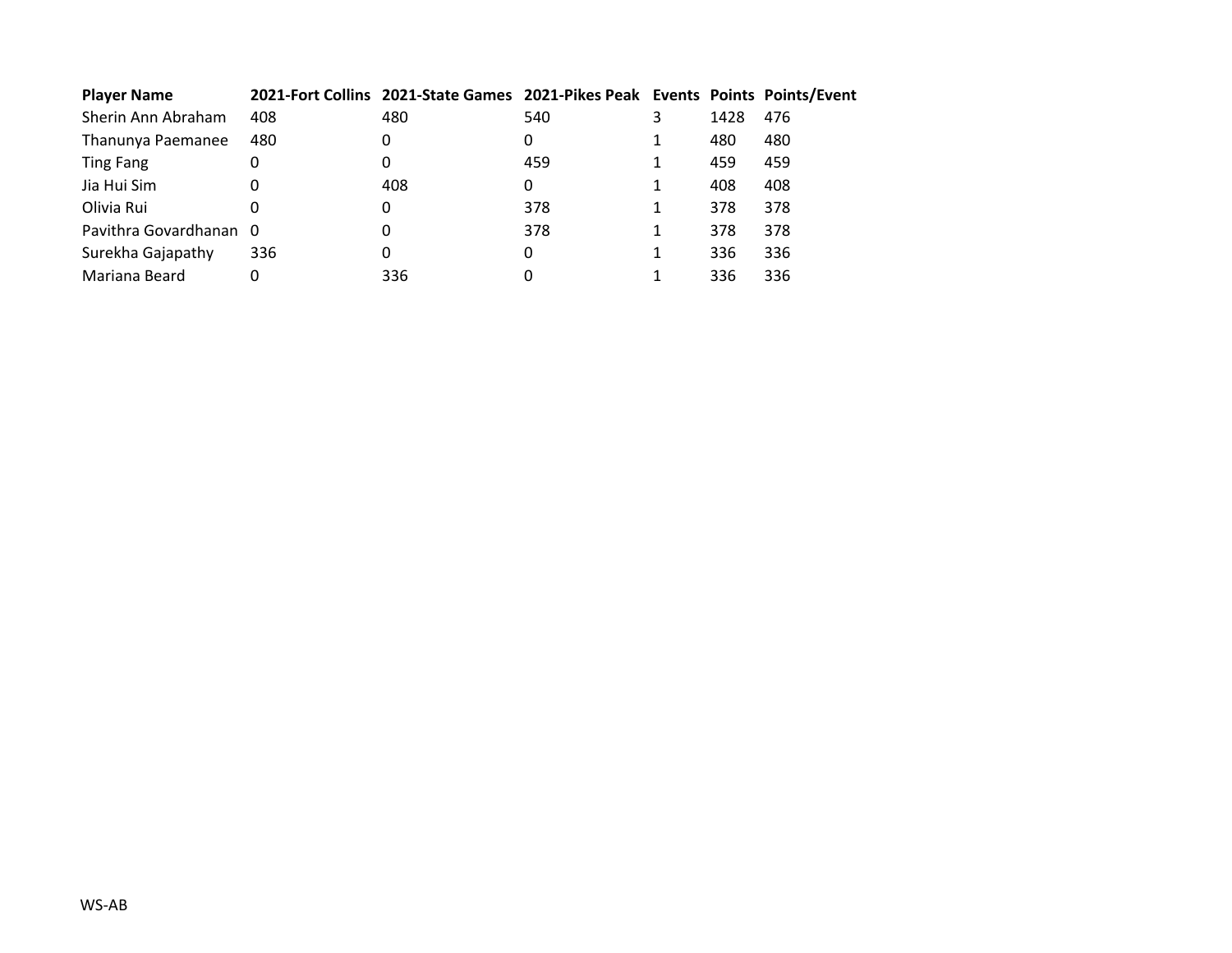| Player Name | 2021-Fort Collins | 2021-State Games | 2021-Pikes Peak | Events | Points | Points/Event |
|---|---|---|---|---|---|---|
| Sherin Ann Abraham | 408 | 480 | 540 | 3 | 1428 | 476 |
| Thanunya Paemanee | 480 | 0 | 0 | 1 | 480 | 480 |
| Ting Fang | 0 | 0 | 459 | 1 | 459 | 459 |
| Jia Hui Sim | 0 | 408 | 0 | 1 | 408 | 408 |
| Olivia Rui | 0 | 0 | 378 | 1 | 378 | 378 |
| Pavithra Govardhanan | 0 | 0 | 378 | 1 | 378 | 378 |
| Surekha Gajapathy | 336 | 0 | 0 | 1 | 336 | 336 |
| Mariana Beard | 0 | 336 | 0 | 1 | 336 | 336 |

WS-AB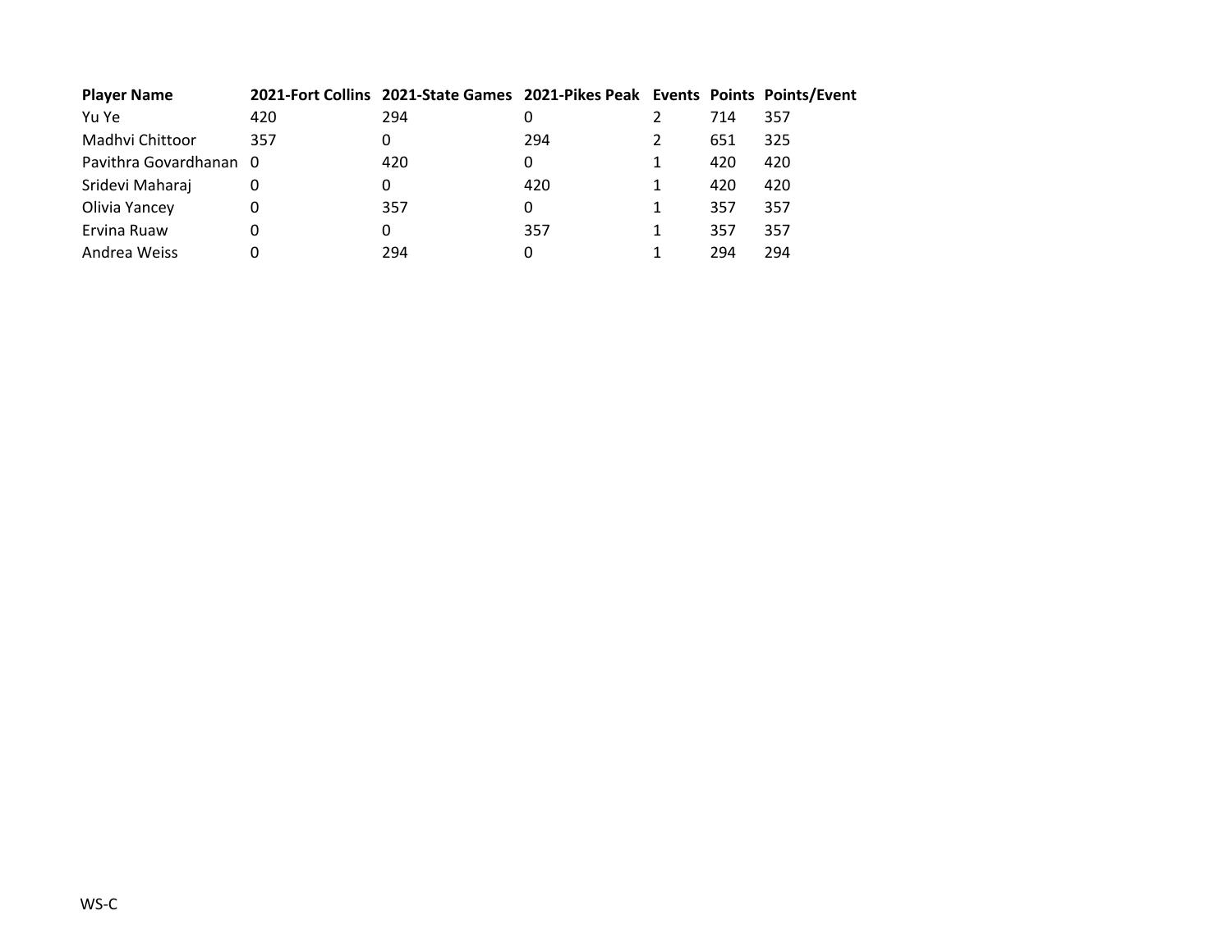| Player Name | 2021-Fort Collins | 2021-State Games | 2021-Pikes Peak | Events | Points | Points/Event |
|---|---|---|---|---|---|---|
| Yu Ye | 420 | 294 | 0 | 2 | 714 | 357 |
| Madhvi Chittoor | 357 | 0 | 294 | 2 | 651 | 325 |
| Pavithra Govardhanan | 0 | 420 | 0 | 1 | 420 | 420 |
| Sridevi Maharaj | 0 | 0 | 420 | 1 | 420 | 420 |
| Olivia Yancey | 0 | 357 | 0 | 1 | 357 | 357 |
| Ervina Ruaw | 0 | 0 | 357 | 1 | 357 | 357 |
| Andrea Weiss | 0 | 294 | 0 | 1 | 294 | 294 |

WS-C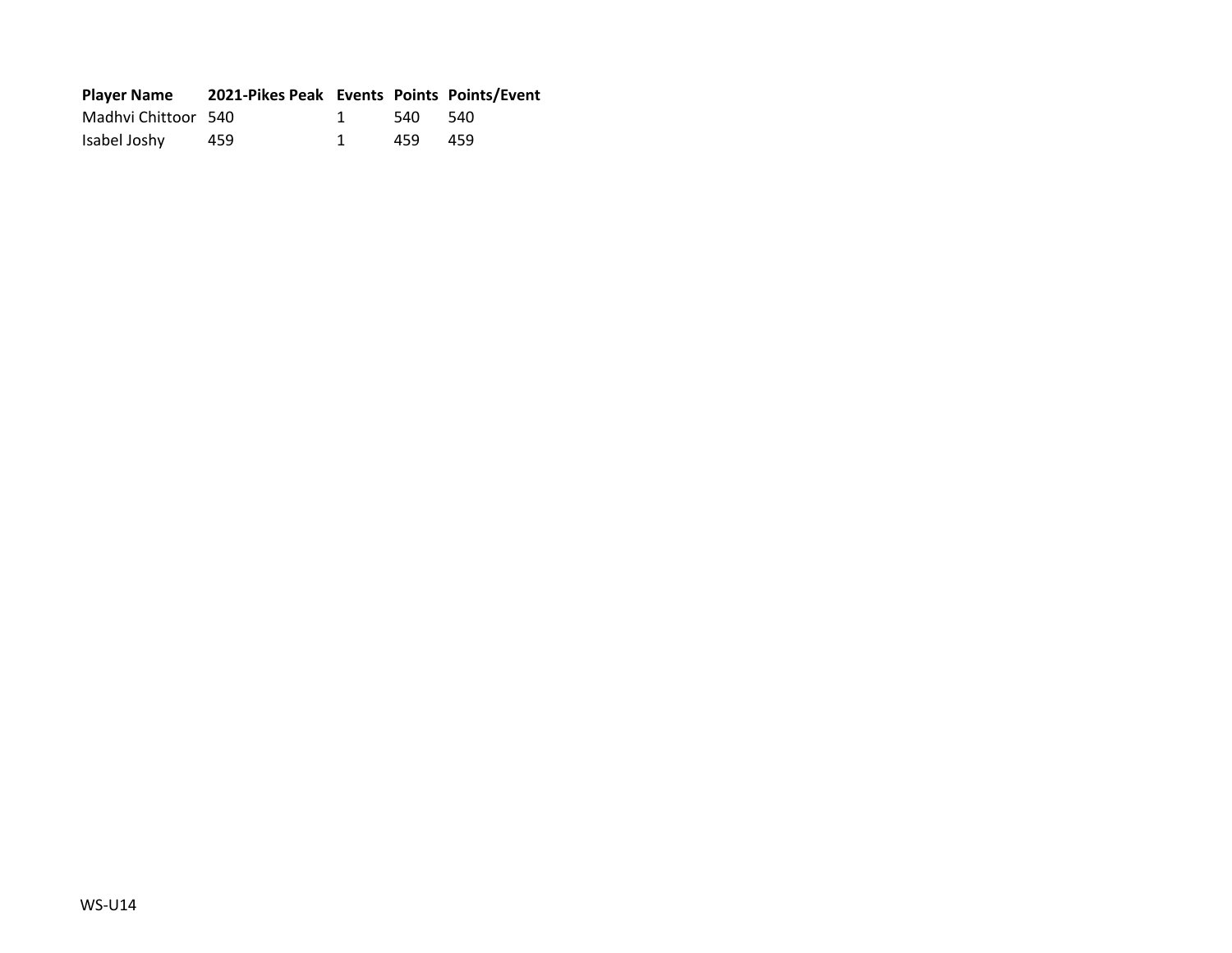| Player Name | 2021-Pikes Peak | Events | Points | Points/Event |
| --- | --- | --- | --- | --- |
| Madhvi Chittoor | 540 | 1 | 540 | 540 |
| Isabel Joshy | 459 | 1 | 459 | 459 |

WS-U14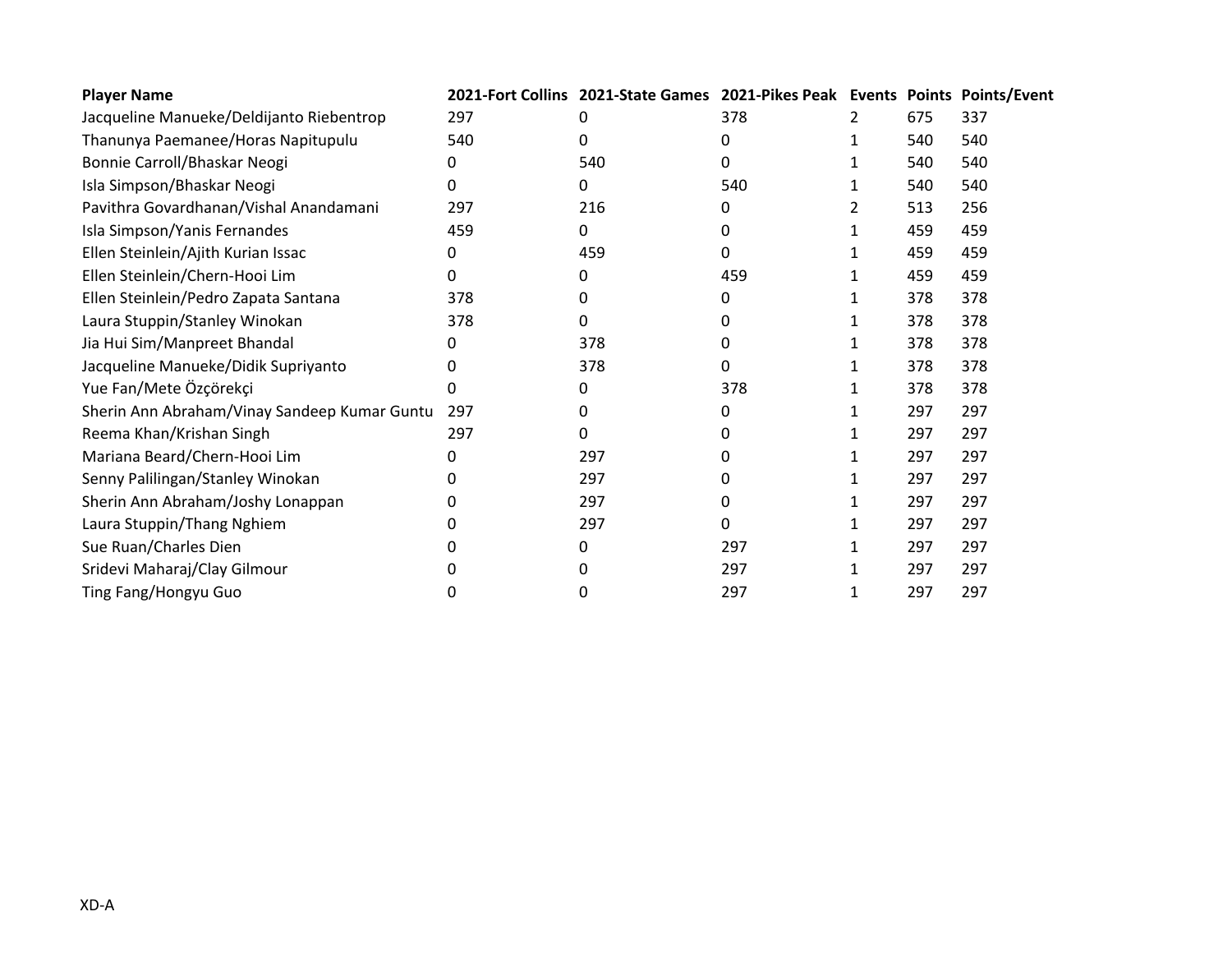| Player Name | 2021-Fort Collins | 2021-State Games | 2021-Pikes Peak | Events | Points | Points/Event |
|---|---|---|---|---|---|---|
| Jacqueline Manueke/Deldijanto Riebentrop | 297 | 0 | 378 | 2 | 675 | 337 |
| Thanunya Paemanee/Horas Napitupulu | 540 | 0 | 0 | 1 | 540 | 540 |
| Bonnie Carroll/Bhaskar Neogi | 0 | 540 | 0 | 1 | 540 | 540 |
| Isla Simpson/Bhaskar Neogi | 0 | 0 | 540 | 1 | 540 | 540 |
| Pavithra Govardhanan/Vishal Anandamani | 297 | 216 | 0 | 2 | 513 | 256 |
| Isla Simpson/Yanis Fernandes | 459 | 0 | 0 | 1 | 459 | 459 |
| Ellen Steinlein/Ajith Kurian Issac | 0 | 459 | 0 | 1 | 459 | 459 |
| Ellen Steinlein/Chern-Hooi Lim | 0 | 0 | 459 | 1 | 459 | 459 |
| Ellen Steinlein/Pedro Zapata Santana | 378 | 0 | 0 | 1 | 378 | 378 |
| Laura Stuppin/Stanley Winokan | 378 | 0 | 0 | 1 | 378 | 378 |
| Jia Hui Sim/Manpreet Bhandal | 0 | 378 | 0 | 1 | 378 | 378 |
| Jacqueline Manueke/Didik Supriyanto | 0 | 378 | 0 | 1 | 378 | 378 |
| Yue Fan/Mete Özçörekçi | 0 | 0 | 378 | 1 | 378 | 378 |
| Sherin Ann Abraham/Vinay Sandeep Kumar Guntu | 297 | 0 | 0 | 1 | 297 | 297 |
| Reema Khan/Krishan Singh | 297 | 0 | 0 | 1 | 297 | 297 |
| Mariana Beard/Chern-Hooi Lim | 0 | 297 | 0 | 1 | 297 | 297 |
| Senny Palilingan/Stanley Winokan | 0 | 297 | 0 | 1 | 297 | 297 |
| Sherin Ann Abraham/Joshy Lonappan | 0 | 297 | 0 | 1 | 297 | 297 |
| Laura Stuppin/Thang Nghiem | 0 | 297 | 0 | 1 | 297 | 297 |
| Sue Ruan/Charles Dien | 0 | 0 | 297 | 1 | 297 | 297 |
| Sridevi Maharaj/Clay Gilmour | 0 | 0 | 297 | 1 | 297 | 297 |
| Ting Fang/Hongyu Guo | 0 | 0 | 297 | 1 | 297 | 297 |

XD-A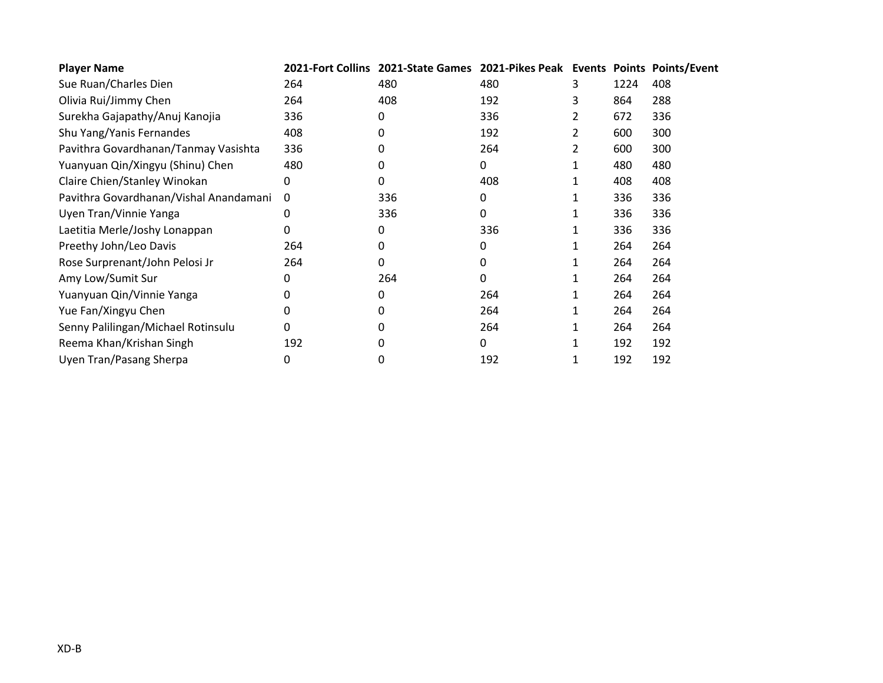| Player Name | 2021-Fort Collins | 2021-State Games | 2021-Pikes Peak | Events | Points | Points/Event |
|---|---|---|---|---|---|---|
| Sue Ruan/Charles Dien | 264 | 480 | 480 | 3 | 1224 | 408 |
| Olivia Rui/Jimmy Chen | 264 | 408 | 192 | 3 | 864 | 288 |
| Surekha Gajapathy/Anuj Kanojia | 336 | 0 | 336 | 2 | 672 | 336 |
| Shu Yang/Yanis Fernandes | 408 | 0 | 192 | 2 | 600 | 300 |
| Pavithra Govardhanan/Tanmay Vasishta | 336 | 0 | 264 | 2 | 600 | 300 |
| Yuanyuan Qin/Xingyu (Shinu) Chen | 480 | 0 | 0 | 1 | 480 | 480 |
| Claire Chien/Stanley Winokan | 0 | 0 | 408 | 1 | 408 | 408 |
| Pavithra Govardhanan/Vishal Anandamani | 0 | 336 | 0 | 1 | 336 | 336 |
| Uyen Tran/Vinnie Yanga | 0 | 336 | 0 | 1 | 336 | 336 |
| Laetitia Merle/Joshy Lonappan | 0 | 0 | 336 | 1 | 336 | 336 |
| Preethy John/Leo Davis | 264 | 0 | 0 | 1 | 264 | 264 |
| Rose Surprenant/John Pelosi Jr | 264 | 0 | 0 | 1 | 264 | 264 |
| Amy Low/Sumit Sur | 0 | 264 | 0 | 1 | 264 | 264 |
| Yuanyuan Qin/Vinnie Yanga | 0 | 0 | 264 | 1 | 264 | 264 |
| Yue Fan/Xingyu Chen | 0 | 0 | 264 | 1 | 264 | 264 |
| Senny Palilingan/Michael Rotinsulu | 0 | 0 | 264 | 1 | 264 | 264 |
| Reema Khan/Krishan Singh | 192 | 0 | 0 | 1 | 192 | 192 |
| Uyen Tran/Pasang Sherpa | 0 | 0 | 192 | 1 | 192 | 192 |

XD-B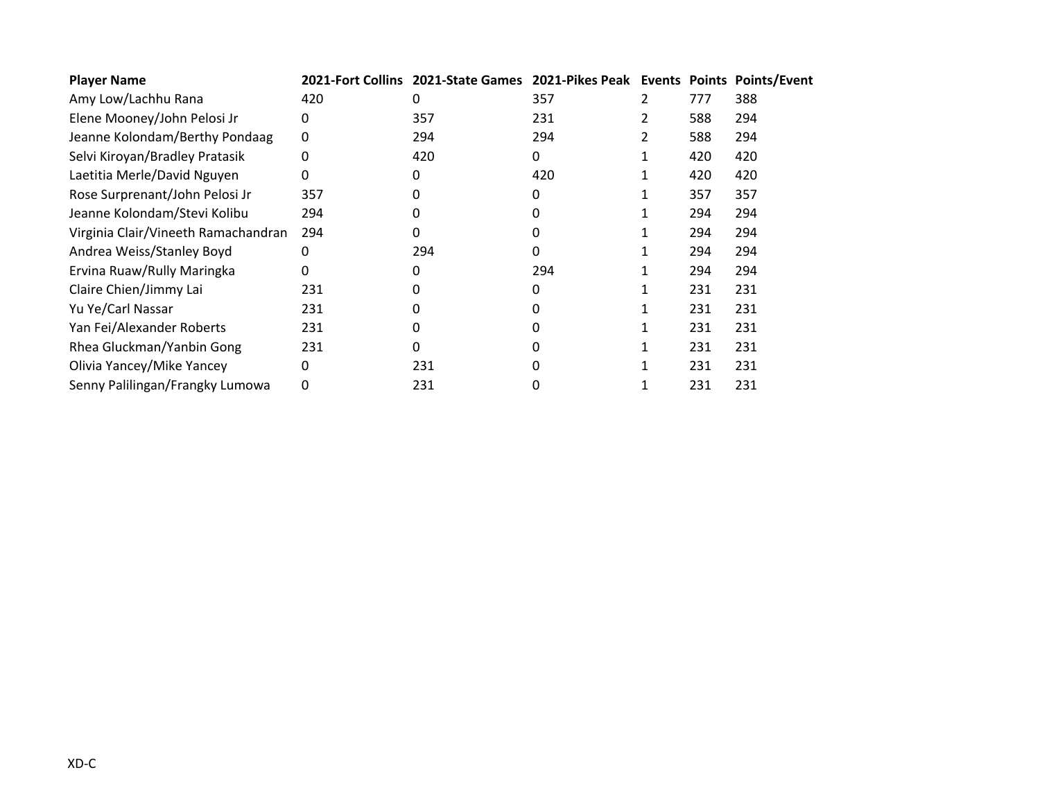| Player Name | 2021-Fort Collins | 2021-State Games | 2021-Pikes Peak | Events | Points | Points/Event |
|---|---|---|---|---|---|---|
| Amy Low/Lachhu Rana | 420 | 0 | 357 | 2 | 777 | 388 |
| Elene Mooney/John Pelosi Jr | 0 | 357 | 231 | 2 | 588 | 294 |
| Jeanne Kolondam/Berthy Pondaag | 0 | 294 | 294 | 2 | 588 | 294 |
| Selvi Kiroyan/Bradley Pratasik | 0 | 420 | 0 | 1 | 420 | 420 |
| Laetitia Merle/David Nguyen | 0 | 0 | 420 | 1 | 420 | 420 |
| Rose Surprenant/John Pelosi Jr | 357 | 0 | 0 | 1 | 357 | 357 |
| Jeanne Kolondam/Stevi Kolibu | 294 | 0 | 0 | 1 | 294 | 294 |
| Virginia Clair/Vineeth Ramachandran | 294 | 0 | 0 | 1 | 294 | 294 |
| Andrea Weiss/Stanley Boyd | 0 | 294 | 0 | 1 | 294 | 294 |
| Ervina Ruaw/Rully Maringka | 0 | 0 | 294 | 1 | 294 | 294 |
| Claire Chien/Jimmy Lai | 231 | 0 | 0 | 1 | 231 | 231 |
| Yu Ye/Carl Nassar | 231 | 0 | 0 | 1 | 231 | 231 |
| Yan Fei/Alexander Roberts | 231 | 0 | 0 | 1 | 231 | 231 |
| Rhea Gluckman/Yanbin Gong | 231 | 0 | 0 | 1 | 231 | 231 |
| Olivia Yancey/Mike Yancey | 0 | 231 | 0 | 1 | 231 | 231 |
| Senny Palilingan/Frangky Lumowa | 0 | 231 | 0 | 1 | 231 | 231 |

XD-C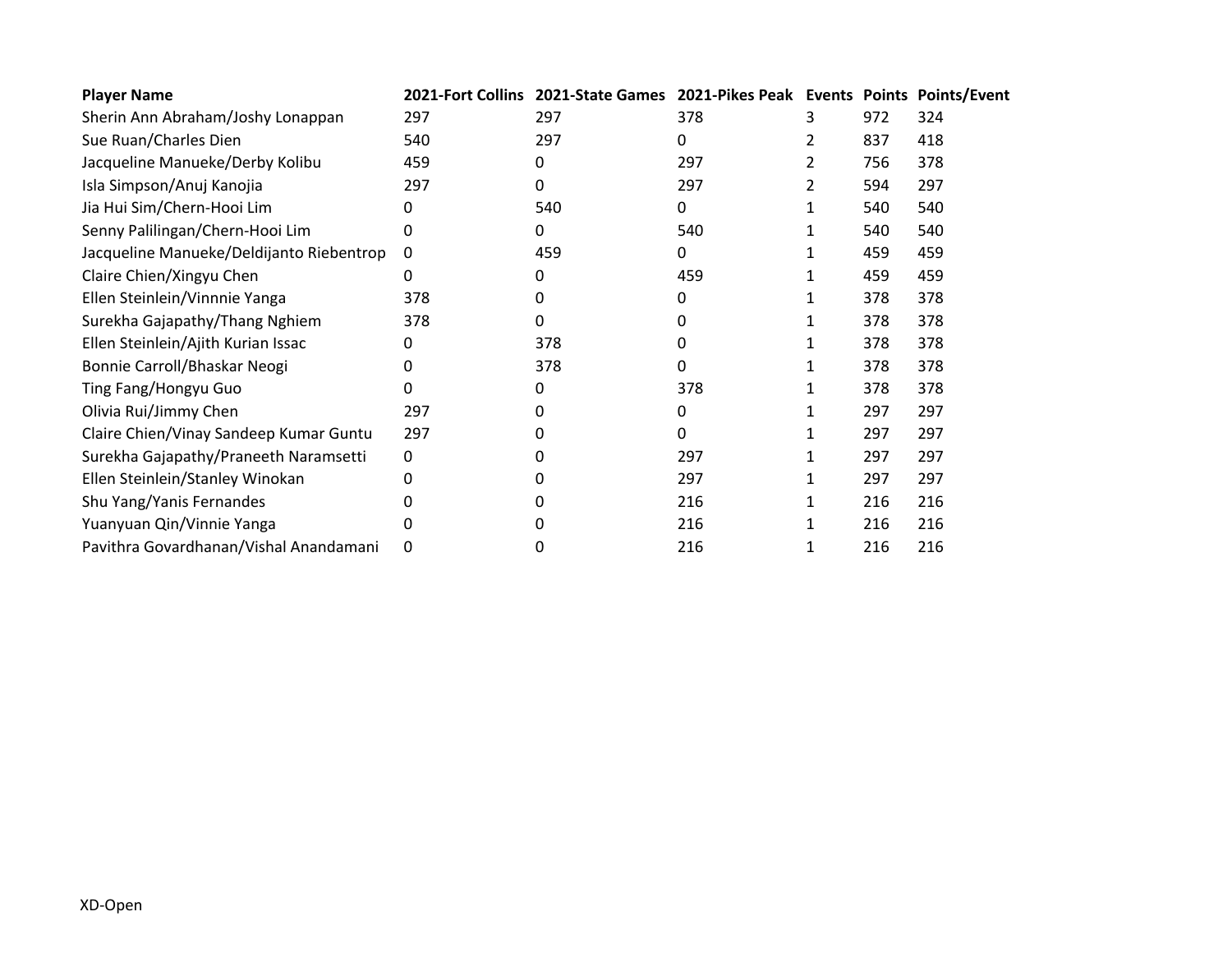| Player Name | 2021-Fort Collins | 2021-State Games | 2021-Pikes Peak | Events | Points | Points/Event |
|---|---|---|---|---|---|---|
| Sherin Ann Abraham/Joshy Lonappan | 297 | 297 | 378 | 3 | 972 | 324 |
| Sue Ruan/Charles Dien | 540 | 297 | 0 | 2 | 837 | 418 |
| Jacqueline Manueke/Derby Kolibu | 459 | 0 | 297 | 2 | 756 | 378 |
| Isla Simpson/Anuj Kanojia | 297 | 0 | 297 | 2 | 594 | 297 |
| Jia Hui Sim/Chern-Hooi Lim | 0 | 540 | 0 | 1 | 540 | 540 |
| Senny Palilingan/Chern-Hooi Lim | 0 | 0 | 540 | 1 | 540 | 540 |
| Jacqueline Manueke/Deldijanto Riebentrop | 0 | 459 | 0 | 1 | 459 | 459 |
| Claire Chien/Xingyu Chen | 0 | 0 | 459 | 1 | 459 | 459 |
| Ellen Steinlein/Vinnnie Yanga | 378 | 0 | 0 | 1 | 378 | 378 |
| Surekha Gajapathy/Thang Nghiem | 378 | 0 | 0 | 1 | 378 | 378 |
| Ellen Steinlein/Ajith Kurian Issac | 0 | 378 | 0 | 1 | 378 | 378 |
| Bonnie Carroll/Bhaskar Neogi | 0 | 378 | 0 | 1 | 378 | 378 |
| Ting Fang/Hongyu Guo | 0 | 0 | 378 | 1 | 378 | 378 |
| Olivia Rui/Jimmy Chen | 297 | 0 | 0 | 1 | 297 | 297 |
| Claire Chien/Vinay Sandeep Kumar Guntu | 297 | 0 | 0 | 1 | 297 | 297 |
| Surekha Gajapathy/Praneeth Naramsetti | 0 | 0 | 297 | 1 | 297 | 297 |
| Ellen Steinlein/Stanley Winokan | 0 | 0 | 297 | 1 | 297 | 297 |
| Shu Yang/Yanis Fernandes | 0 | 0 | 216 | 1 | 216 | 216 |
| Yuanyuan Qin/Vinnie Yanga | 0 | 0 | 216 | 1 | 216 | 216 |
| Pavithra Govardhanan/Vishal Anandamani | 0 | 0 | 216 | 1 | 216 | 216 |

XD-Open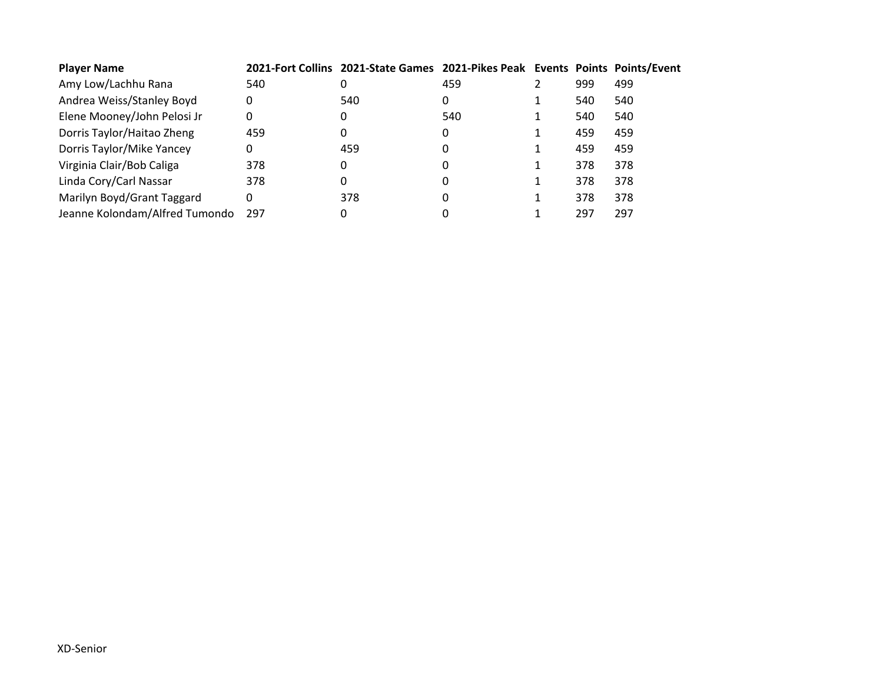| Player Name | 2021-Fort Collins | 2021-State Games | 2021-Pikes Peak | Events | Points | Points/Event |
|---|---|---|---|---|---|---|
| Amy Low/Lachhu Rana | 540 | 0 | 459 | 2 | 999 | 499 |
| Andrea Weiss/Stanley Boyd | 0 | 540 | 0 | 1 | 540 | 540 |
| Elene Mooney/John Pelosi Jr | 0 | 0 | 540 | 1 | 540 | 540 |
| Dorris Taylor/Haitao Zheng | 459 | 0 | 0 | 1 | 459 | 459 |
| Dorris Taylor/Mike Yancey | 0 | 459 | 0 | 1 | 459 | 459 |
| Virginia Clair/Bob Caliga | 378 | 0 | 0 | 1 | 378 | 378 |
| Linda Cory/Carl Nassar | 378 | 0 | 0 | 1 | 378 | 378 |
| Marilyn Boyd/Grant Taggard | 0 | 378 | 0 | 1 | 378 | 378 |
| Jeanne Kolondam/Alfred Tumondo | 297 | 0 | 0 | 1 | 297 | 297 |

XD-Senior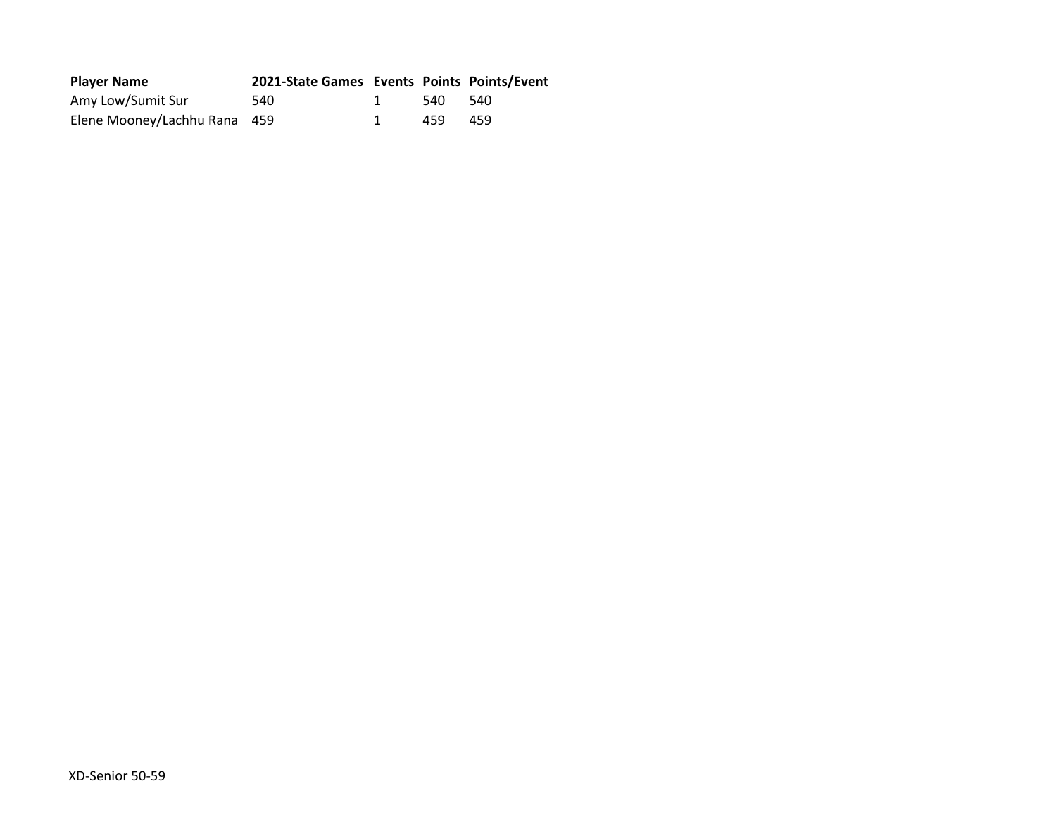| Player Name | 2021-State Games | Events | Points | Points/Event |
|---|---|---|---|---|
| Amy Low/Sumit Sur | 540 | 1 | 540 | 540 |
| Elene Mooney/Lachhu Rana | 459 | 1 | 459 | 459 |

XD-Senior 50-59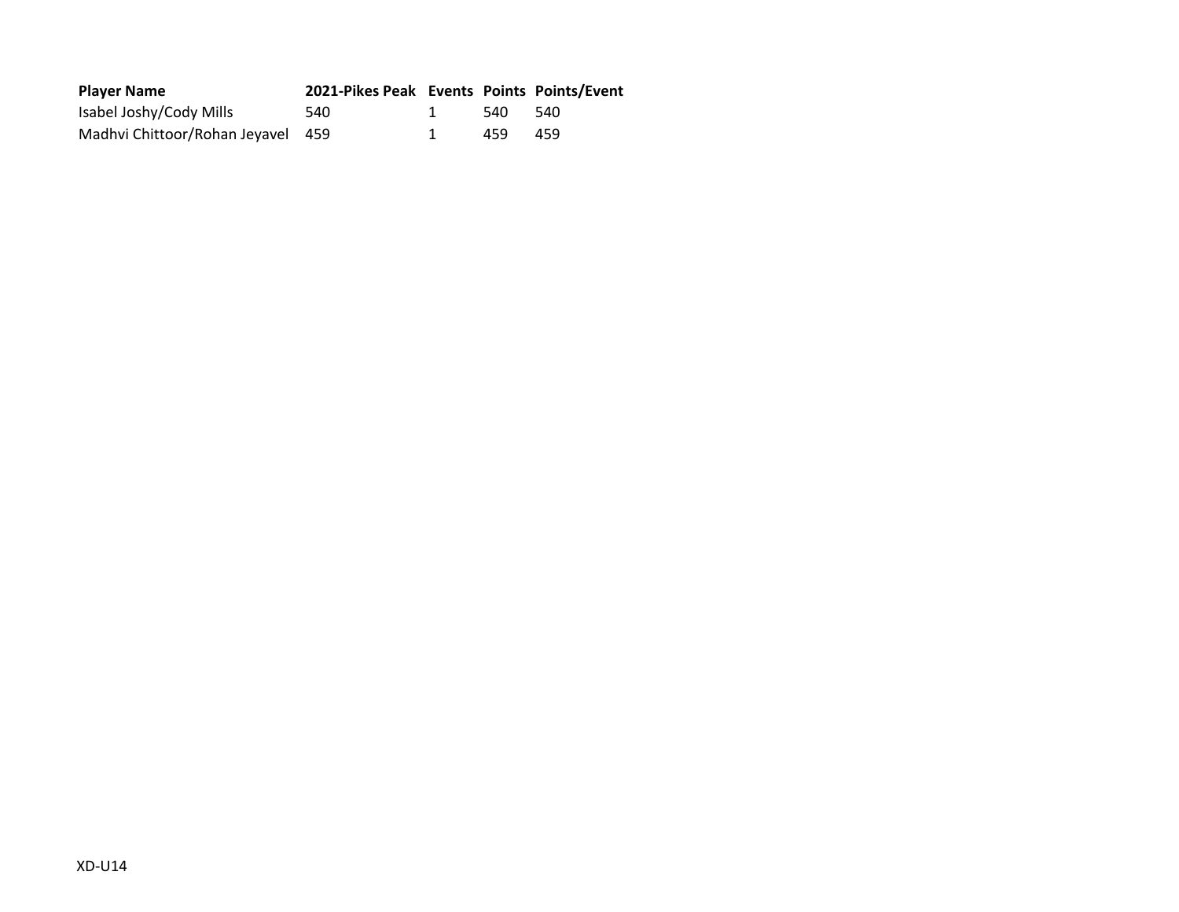| Player Name | 2021-Pikes Peak | Events | Points | Points/Event |
|---|---|---|---|---|
| Isabel Joshy/Cody Mills | 540 | 1 | 540 | 540 |
| Madhvi Chittoor/Rohan Jeyavel | 459 | 1 | 459 | 459 |

XD-U14